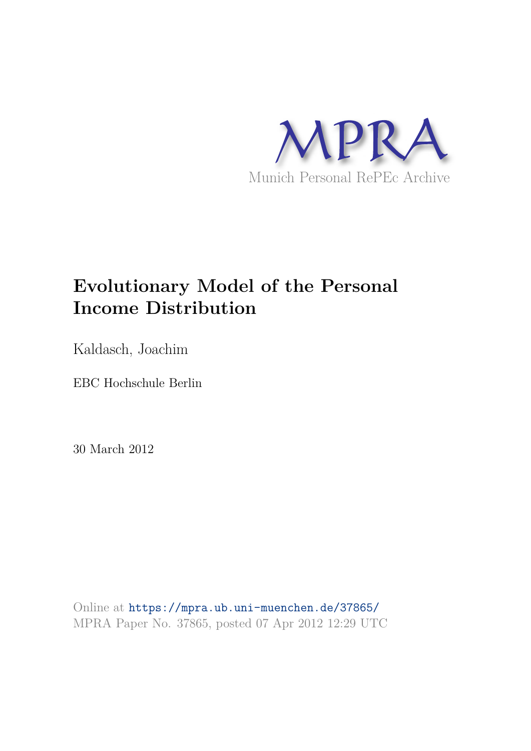MPRA

Munich Personal RePEc Archive

# Evolutionary Model of the Personal Income Distribution

Kaldasch, Joachim

EBC Hochschule Berlin

30 March 2012

Online at https://mpra.ub.uni-muenchen.de/37865/
MPRA Paper No. 37865, posted 07 Apr 2012 12:29 UTC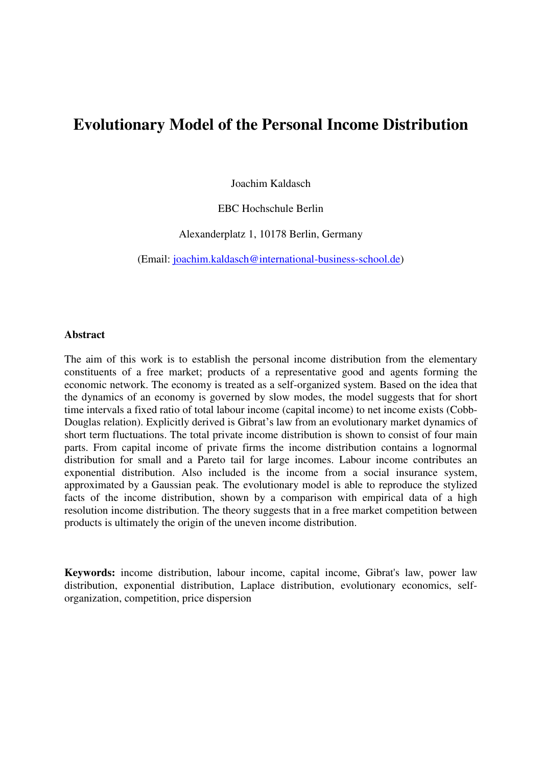# Evolutionary Model of the Personal Income Distribution

Joachim Kaldasch

EBC Hochschule Berlin

Alexanderplatz 1, 10178 Berlin, Germany

(Email: joachim.kaldasch@international-business-school.de)

**Abstract**

The aim of this work is to establish the personal income distribution from the elementary constituents of a free market; products of a representative good and agents forming the economic network. The economy is treated as a self-organized system. Based on the idea that the dynamics of an economy is governed by slow modes, the model suggests that for short time intervals a fixed ratio of total labour income (capital income) to net income exists (Cobb-Douglas relation). Explicitly derived is Gibrat's law from an evolutionary market dynamics of short term fluctuations. The total private income distribution is shown to consist of four main parts. From capital income of private firms the income distribution contains a lognormal distribution for small and a Pareto tail for large incomes. Labour income contributes an exponential distribution. Also included is the income from a social insurance system, approximated by a Gaussian peak. The evolutionary model is able to reproduce the stylized facts of the income distribution, shown by a comparison with empirical data of a high resolution income distribution. The theory suggests that in a free market competition between products is ultimately the origin of the uneven income distribution.

**Keywords:** income distribution, labour income, capital income, Gibrat's law, power law distribution, exponential distribution, Laplace distribution, evolutionary economics, self-organization, competition, price dispersion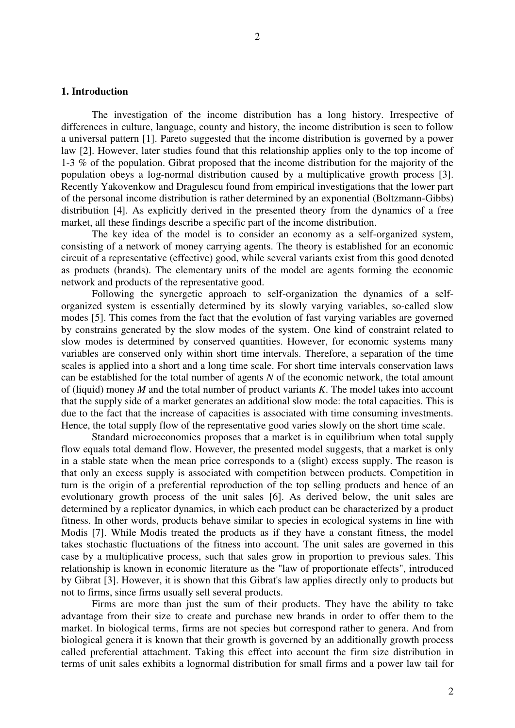## 1. Introduction

The investigation of the income distribution has a long history. Irrespective of differences in culture, language, county and history, the income distribution is seen to follow a universal pattern [1]. Pareto suggested that the income distribution is governed by a power law [2]. However, later studies found that this relationship applies only to the top income of 1-3 % of the population. Gibrat proposed that the income distribution for the majority of the population obeys a log-normal distribution caused by a multiplicative growth process [3]. Recently Yakovenkow and Dragulescu found from empirical investigations that the lower part of the personal income distribution is rather determined by an exponential (Boltzmann-Gibbs) distribution [4]. As explicitly derived in the presented theory from the dynamics of a free market, all these findings describe a specific part of the income distribution.

The key idea of the model is to consider an economy as a self-organized system, consisting of a network of money carrying agents. The theory is established for an economic circuit of a representative (effective) good, while several variants exist from this good denoted as products (brands). The elementary units of the model are agents forming the economic network and products of the representative good.

Following the synergetic approach to self-organization the dynamics of a self-organized system is essentially determined by its slowly varying variables, so-called slow modes [5]. This comes from the fact that the evolution of fast varying variables are governed by constrains generated by the slow modes of the system. One kind of constraint related to slow modes is determined by conserved quantities. However, for economic systems many variables are conserved only within short time intervals. Therefore, a separation of the time scales is applied into a short and a long time scale. For short time intervals conservation laws can be established for the total number of agents $N$ of the economic network, the total amount of (liquid) money $M$ and the total number of product variants $K$. The model takes into account that the supply side of a market generates an additional slow mode: the total capacities. This is due to the fact that the increase of capacities is associated with time consuming investments. Hence, the total supply flow of the representative good varies slowly on the short time scale.

Standard microeconomics proposes that a market is in equilibrium when total supply flow equals total demand flow. However, the presented model suggests, that a market is only in a stable state when the mean price corresponds to a (slight) excess supply. The reason is that only an excess supply is associated with competition between products. Competition in turn is the origin of a preferential reproduction of the top selling products and hence of an evolutionary growth process of the unit sales [6]. As derived below, the unit sales are determined by a replicator dynamics, in which each product can be characterized by a product fitness. In other words, products behave similar to species in ecological systems in line with Modis [7]. While Modis treated the products as if they have a constant fitness, the model takes stochastic fluctuations of the fitness into account. The unit sales are governed in this case by a multiplicative process, such that sales grow in proportion to previous sales. This relationship is known in economic literature as the "law of proportionate effects", introduced by Gibrat [3]. However, it is shown that this Gibrat's law applies directly only to products but not to firms, since firms usually sell several products.

Firms are more than just the sum of their products. They have the ability to take advantage from their size to create and purchase new brands in order to offer them to the market. In biological terms, firms are not species but correspond rather to genera. And from biological genera it is known that their growth is governed by an additionally growth process called preferential attachment. Taking this effect into account the firm size distribution in terms of unit sales exhibits a lognormal distribution for small firms and a power law tail for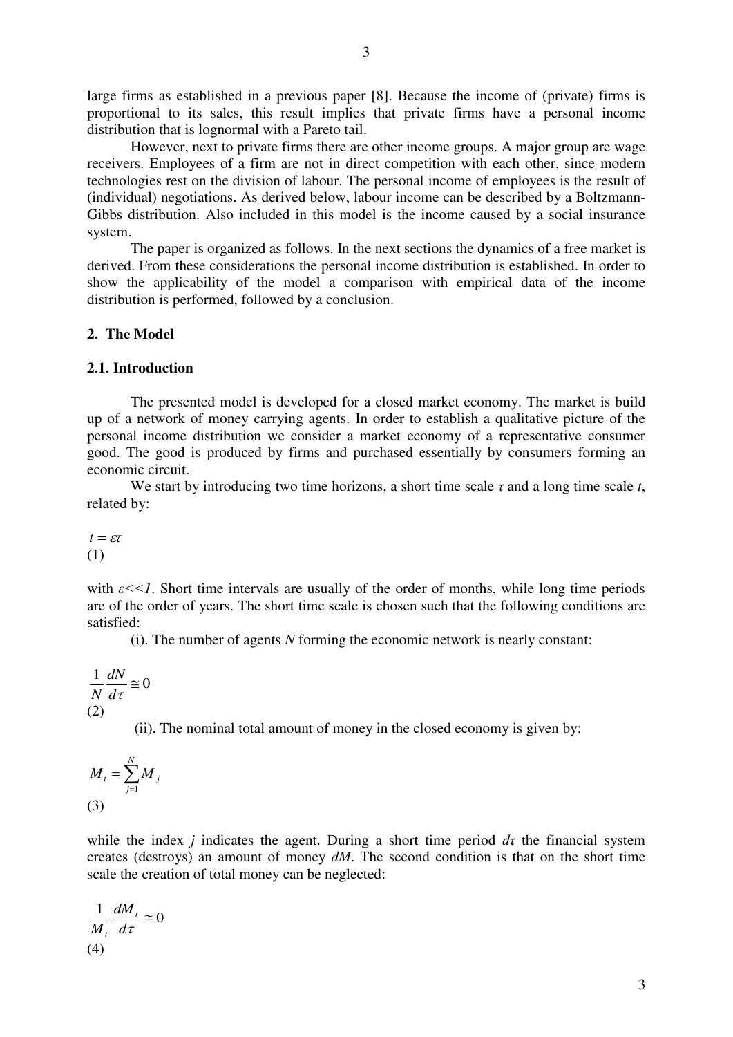large firms as established in a previous paper [8]. Because the income of (private) firms is proportional to its sales, this result implies that private firms have a personal income distribution that is lognormal with a Pareto tail.

However, next to private firms there are other income groups. A major group are wage receivers. Employees of a firm are not in direct competition with each other, since modern technologies rest on the division of labour. The personal income of employees is the result of (individual) negotiations. As derived below, labour income can be described by a Boltzmann-Gibbs distribution. Also included in this model is the income caused by a social insurance system.

The paper is organized as follows. In the next sections the dynamics of a free market is derived. From these considerations the personal income distribution is established. In order to show the applicability of the model a comparison with empirical data of the income distribution is performed, followed by a conclusion.

## 2. The Model

### 2.1. Introduction

The presented model is developed for a closed market economy. The market is build up of a network of money carrying agents. In order to establish a qualitative picture of the personal income distribution we consider a market economy of a representative consumer good. The good is produced by firms and purchased essentially by consumers forming an economic circuit.

We start by introducing two time horizons, a short time scale $\tau$ and a long time scale $t$, related by:

$$t = \varepsilon\tau \tag{1}$$

with $\varepsilon << 1$. Short time intervals are usually of the order of months, while long time periods are of the order of years. The short time scale is chosen such that the following conditions are satisfied:

(i). The number of agents $N$ forming the economic network is nearly constant:

$$\frac{1}{N}\frac{dN}{d\tau} \cong 0 \tag{2}$$

(ii). The nominal total amount of money in the closed economy is given by:

$$M_t = \sum_{j=1}^{N} M_j \tag{3}$$

while the index $j$ indicates the agent. During a short time period $d\tau$ the financial system creates (destroys) an amount of money $dM$. The second condition is that on the short time scale the creation of total money can be neglected:

$$\frac{1}{M_t}\frac{dM_t}{d\tau} \cong 0 \tag{4}$$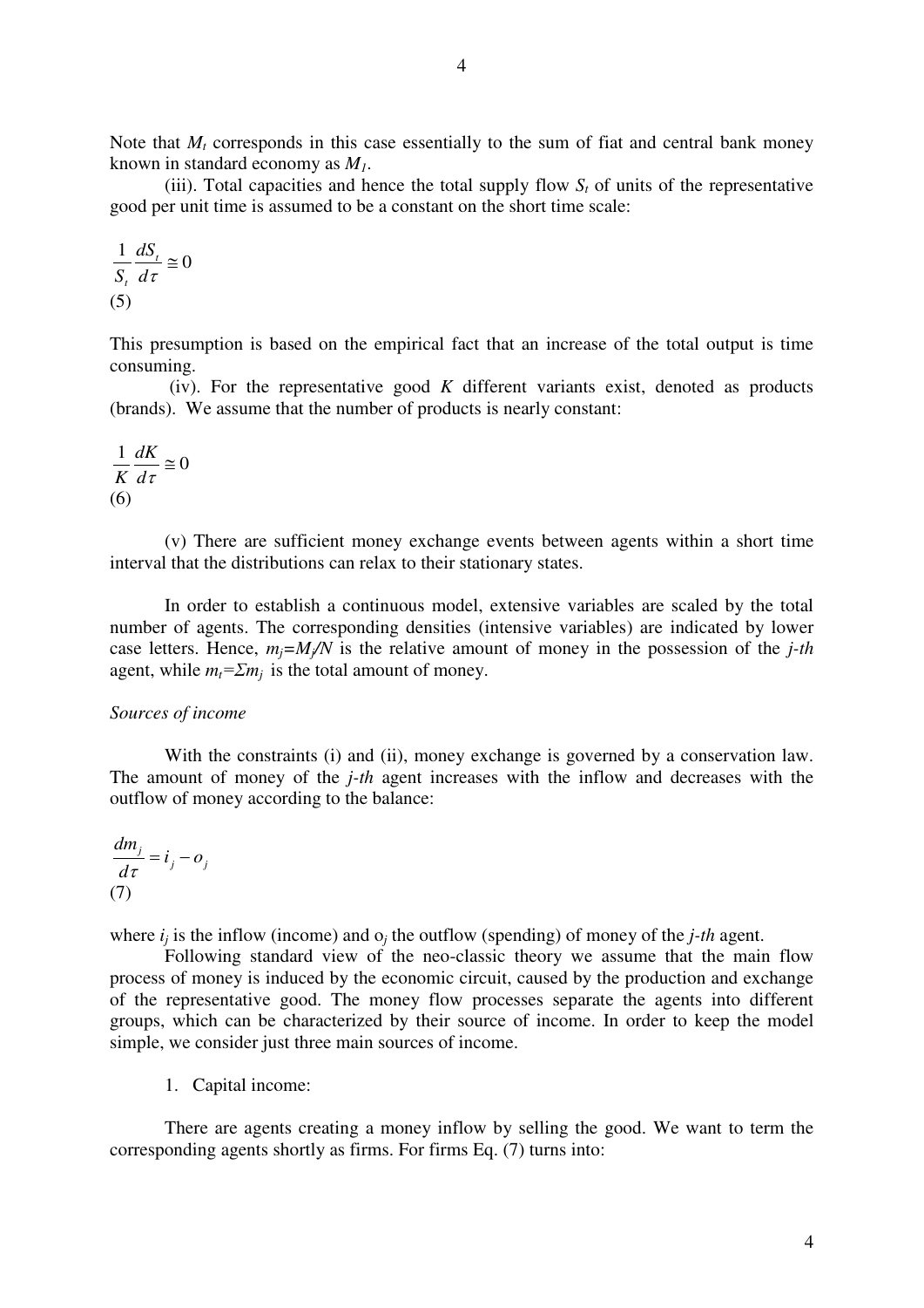Note that $M_t$ corresponds in this case essentially to the sum of fiat and central bank money known in standard economy as $M_1$.

(iii). Total capacities and hence the total supply flow $S_t$ of units of the representative good per unit time is assumed to be a constant on the short time scale:

$$\frac{1}{S_t}\frac{dS_t}{d\tau} \cong 0 \tag{5}$$

This presumption is based on the empirical fact that an increase of the total output is time consuming.

(iv). For the representative good $K$ different variants exist, denoted as products (brands). We assume that the number of products is nearly constant:

$$\frac{1}{K}\frac{dK}{d\tau} \cong 0 \tag{6}$$

(v) There are sufficient money exchange events between agents within a short time interval that the distributions can relax to their stationary states.

In order to establish a continuous model, extensive variables are scaled by the total number of agents. The corresponding densities (intensive variables) are indicated by lower case letters. Hence, $m_j=M_j/N$ is the relative amount of money in the possession of the *j-th* agent, while $m_t=\Sigma m_j$ is the total amount of money.

*Sources of income*

With the constraints (i) and (ii), money exchange is governed by a conservation law. The amount of money of the *j-th* agent increases with the inflow and decreases with the outflow of money according to the balance:

$$\frac{dm_j}{d\tau} = i_j - o_j \tag{7}$$

where $i_j$ is the inflow (income) and $o_j$ the outflow (spending) of money of the *j-th* agent.

Following standard view of the neo-classic theory we assume that the main flow process of money is induced by the economic circuit, caused by the production and exchange of the representative good. The money flow processes separate the agents into different groups, which can be characterized by their source of income. In order to keep the model simple, we consider just three main sources of income.

1. Capital income:

There are agents creating a money inflow by selling the good. We want to term the corresponding agents shortly as firms. For firms Eq. (7) turns into: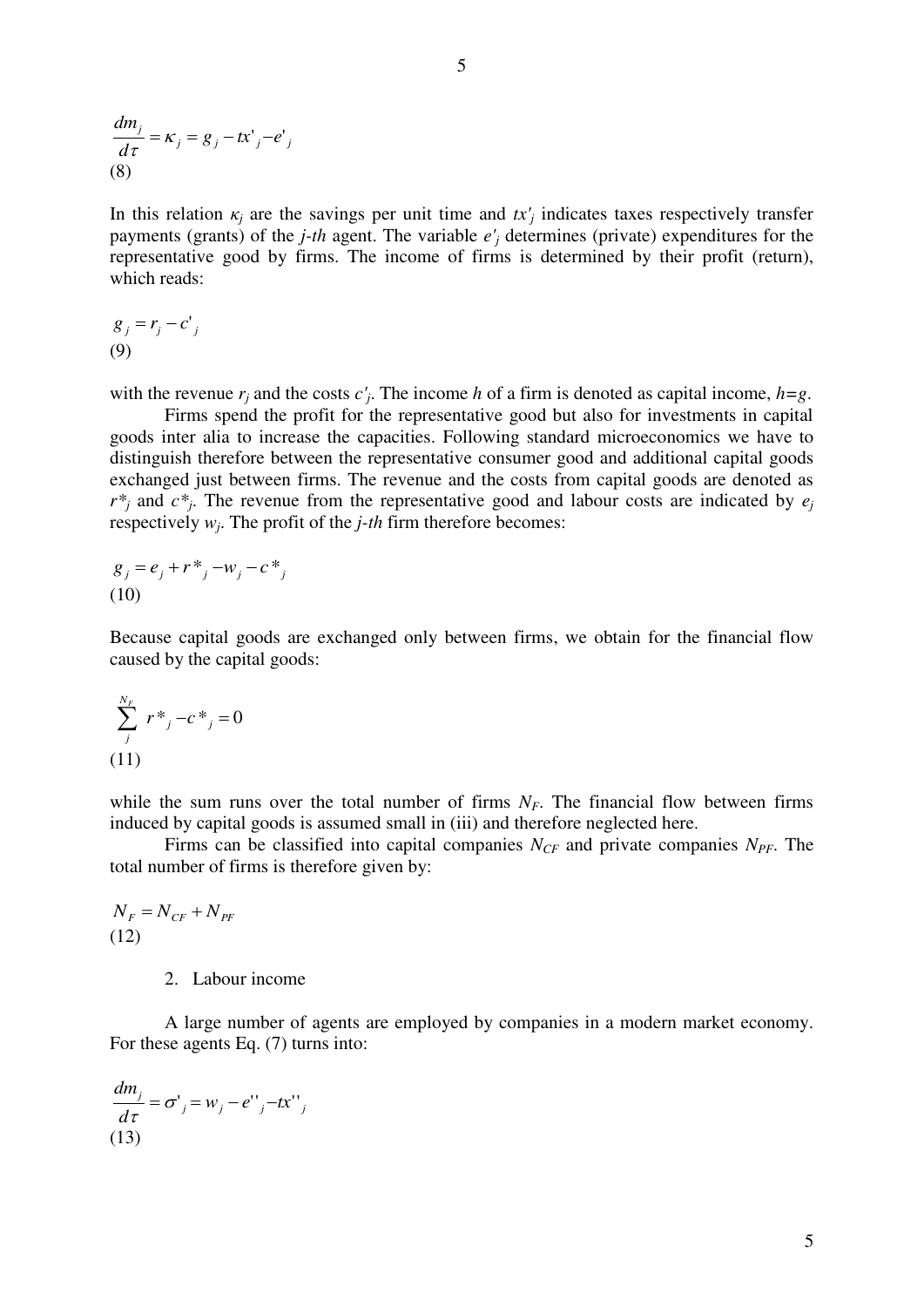$$\frac{dm_j}{d\tau} = \kappa_j = g_j - tx'_j - e'_j$$
(8)

In this relation $\kappa_j$ are the savings per unit time and $tx'_j$ indicates taxes respectively transfer payments (grants) of the *j-th* agent. The variable $e'_j$ determines (private) expenditures for the representative good by firms. The income of firms is determined by their profit (return), which reads:

$$g_j = r_j - c'_j$$
(9)

with the revenue $r_j$ and the costs $c'_j$. The income $h$ of a firm is denoted as capital income, $h=g$.

Firms spend the profit for the representative good but also for investments in capital goods inter alia to increase the capacities. Following standard microeconomics we have to distinguish therefore between the representative consumer good and additional capital goods exchanged just between firms. The revenue and the costs from capital goods are denoted as $r^*_j$ and $c^*_j$. The revenue from the representative good and labour costs are indicated by $e_j$ respectively $w_j$. The profit of the *j-th* firm therefore becomes:

$$g_j = e_j + r^*_j - w_j - c^*_j$$
(10)

Because capital goods are exchanged only between firms, we obtain for the financial flow caused by the capital goods:

$$\sum_j^{N_F} r^*_j - c^*_j = 0$$
(11)

while the sum runs over the total number of firms $N_F$. The financial flow between firms induced by capital goods is assumed small in (iii) and therefore neglected here.

Firms can be classified into capital companies $N_{CF}$ and private companies $N_{PF}$. The total number of firms is therefore given by:

$$N_F = N_{CF} + N_{PF}$$
(12)

2. Labour income

A large number of agents are employed by companies in a modern market economy. For these agents Eq. (7) turns into:

$$\frac{dm_j}{d\tau} = \sigma'_j = w_j - e''_j - tx''_j$$
(13)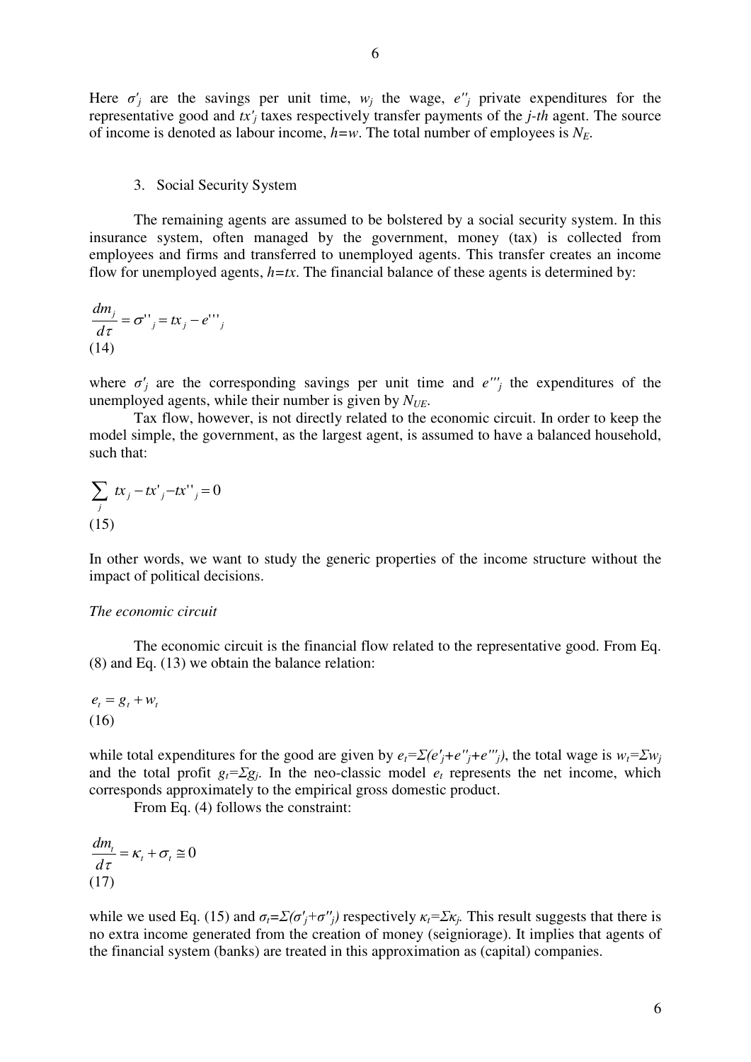Here $\sigma'_j$ are the savings per unit time, $w_j$ the wage, $e''_j$ private expenditures for the representative good and $tx'_j$ taxes respectively transfer payments of the *j-th* agent. The source of income is denoted as labour income, $h=w$. The total number of employees is $N_E$.

3. Social Security System

The remaining agents are assumed to be bolstered by a social security system. In this insurance system, often managed by the government, money (tax) is collected from employees and firms and transferred to unemployed agents. This transfer creates an income flow for unemployed agents, $h=tx$. The financial balance of these agents is determined by:

$$\frac{dm_j}{d\tau} = \sigma''_j = tx_j - e'''_j$$
(14)

where $\sigma'_j$ are the corresponding savings per unit time and $e'''_j$ the expenditures of the unemployed agents, while their number is given by $N_{UE}$.

Tax flow, however, is not directly related to the economic circuit. In order to keep the model simple, the government, as the largest agent, is assumed to have a balanced household, such that:

$$\sum_j tx_j - tx'_j - tx''_j = 0$$
(15)

In other words, we want to study the generic properties of the income structure without the impact of political decisions.

*The economic circuit*

The economic circuit is the financial flow related to the representative good. From Eq. (8) and Eq. (13) we obtain the balance relation:

$$e_t = g_t + w_t$$
(16)

while total expenditures for the good are given by $e_t=\Sigma(e'_j+e''_j+e'''_j)$, the total wage is $w_t=\Sigma w_j$ and the total profit $g_t=\Sigma g_j$. In the neo-classic model $e_t$ represents the net income, which corresponds approximately to the empirical gross domestic product.

From Eq. (4) follows the constraint:

$$\frac{dm_t}{d\tau} = \kappa_t + \sigma_t \cong 0$$
(17)

while we used Eq. (15) and $\sigma_t=\Sigma(\sigma'_j+\sigma''_j)$ respectively $\kappa_t=\Sigma\kappa_j$. This result suggests that there is no extra income generated from the creation of money (seigniorage). It implies that agents of the financial system (banks) are treated in this approximation as (capital) companies.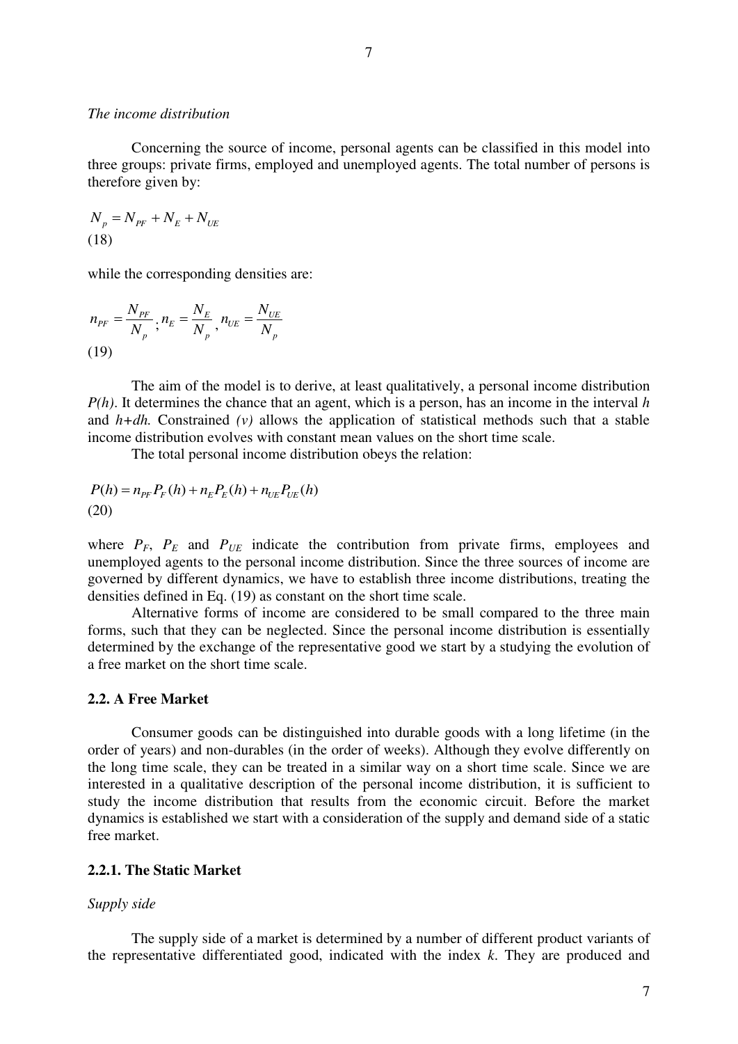*The income distribution*

Concerning the source of income, personal agents can be classified in this model into three groups: private firms, employed and unemployed agents. The total number of persons is therefore given by:

$$N_p = N_{PF} + N_E + N_{UE}$$
(18)

while the corresponding densities are:

$$n_{PF} = \frac{N_{PF}}{N_p}; n_E = \frac{N_E}{N_p}, n_{UE} = \frac{N_{UE}}{N_p}$$
(19)

The aim of the model is to derive, at least qualitatively, a personal income distribution *P(h)*. It determines the chance that an agent, which is a person, has an income in the interval *h* and *h+dh.* Constrained *(v)* allows the application of statistical methods such that a stable income distribution evolves with constant mean values on the short time scale.

The total personal income distribution obeys the relation:

$$P(h) = n_{PF} P_F(h) + n_E P_E(h) + n_{UE} P_{UE}(h)$$
(20)

where $P_F$, $P_E$ and $P_{UE}$ indicate the contribution from private firms, employees and unemployed agents to the personal income distribution. Since the three sources of income are governed by different dynamics, we have to establish three income distributions, treating the densities defined in Eq. (19) as constant on the short time scale.

Alternative forms of income are considered to be small compared to the three main forms, such that they can be neglected. Since the personal income distribution is essentially determined by the exchange of the representative good we start by a studying the evolution of a free market on the short time scale.

### 2.2. A Free Market

Consumer goods can be distinguished into durable goods with a long lifetime (in the order of years) and non-durables (in the order of weeks). Although they evolve differently on the long time scale, they can be treated in a similar way on a short time scale. Since we are interested in a qualitative description of the personal income distribution, it is sufficient to study the income distribution that results from the economic circuit. Before the market dynamics is established we start with a consideration of the supply and demand side of a static free market.

#### 2.2.1. The Static Market

*Supply side*

The supply side of a market is determined by a number of different product variants of the representative differentiated good, indicated with the index *k*. They are produced and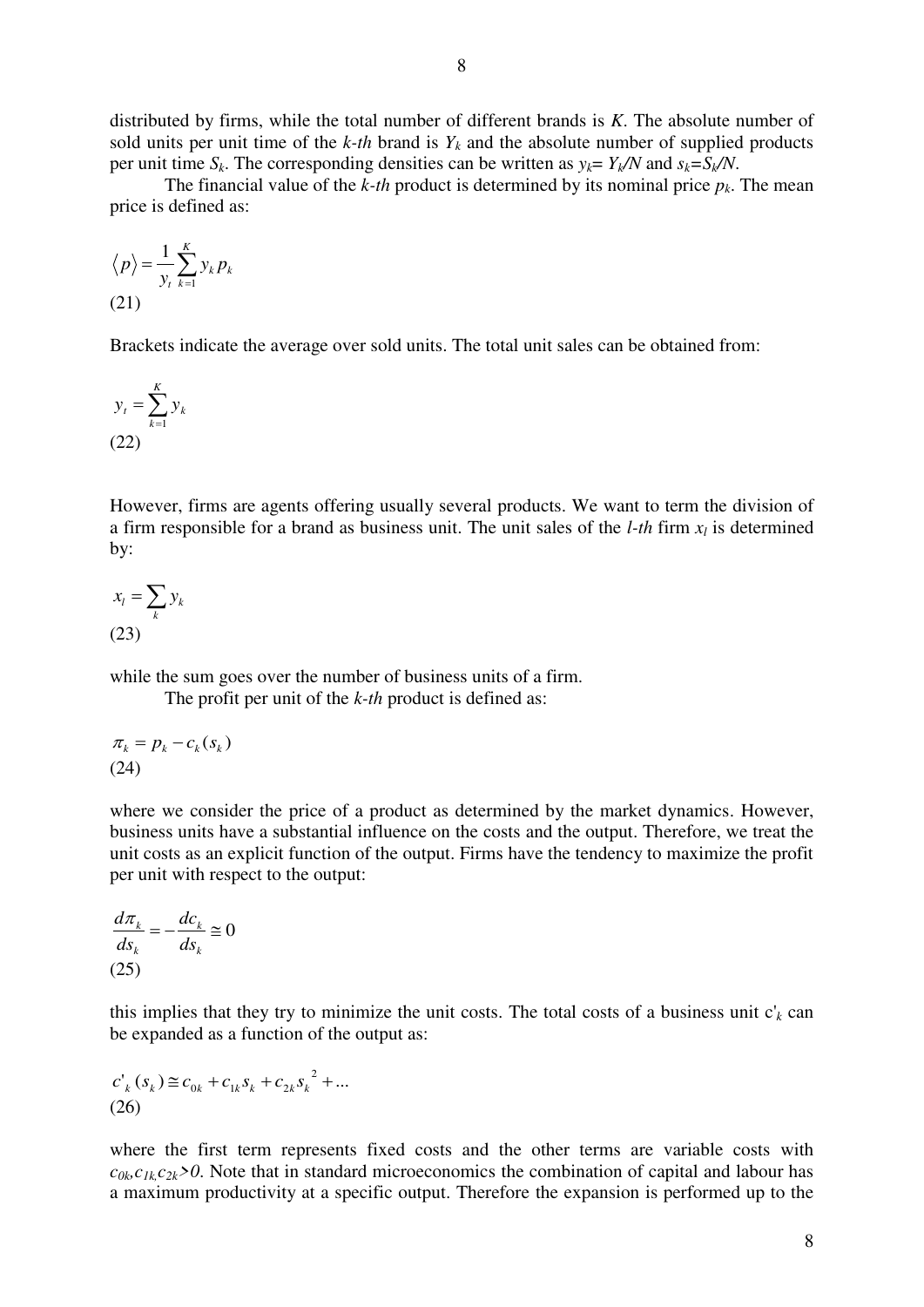distributed by firms, while the total number of different brands is $K$. The absolute number of sold units per unit time of the *k-th* brand is $Y_k$ and the absolute number of supplied products per unit time $S_k$. The corresponding densities can be written as $y_k = Y_k/N$ and $s_k = S_k/N$.

The financial value of the *k-th* product is determined by its nominal price $p_k$. The mean price is defined as:

$$\langle p \rangle = \frac{1}{y_t} \sum_{k=1}^{K} y_k p_k$$
(21)

Brackets indicate the average over sold units. The total unit sales can be obtained from:

$$y_t = \sum_{k=1}^{K} y_k$$
(22)

However, firms are agents offering usually several products. We want to term the division of a firm responsible for a brand as business unit. The unit sales of the *l-th* firm $x_l$ is determined by:

$$x_l = \sum_{k} y_k$$
(23)

while the sum goes over the number of business units of a firm.

The profit per unit of the *k-th* product is defined as:

$$\pi_k = p_k - c_k(s_k)$$
(24)

where we consider the price of a product as determined by the market dynamics. However, business units have a substantial influence on the costs and the output. Therefore, we treat the unit costs as an explicit function of the output. Firms have the tendency to maximize the profit per unit with respect to the output:

$$\frac{d\pi_k}{ds_k} = -\frac{dc_k}{ds_k} \cong 0$$
(25)

this implies that they try to minimize the unit costs. The total costs of a business unit $c'_k$ can be expanded as a function of the output as:

$$c'_k(s_k) \cong c_{0k} + c_{1k} s_k + c_{2k} s_k^{\ 2} + \ldots$$
(26)

where the first term represents fixed costs and the other terms are variable costs with $c_{0k}, c_{1k}, c_{2k} > 0$. Note that in standard microeconomics the combination of capital and labour has a maximum productivity at a specific output. Therefore the expansion is performed up to the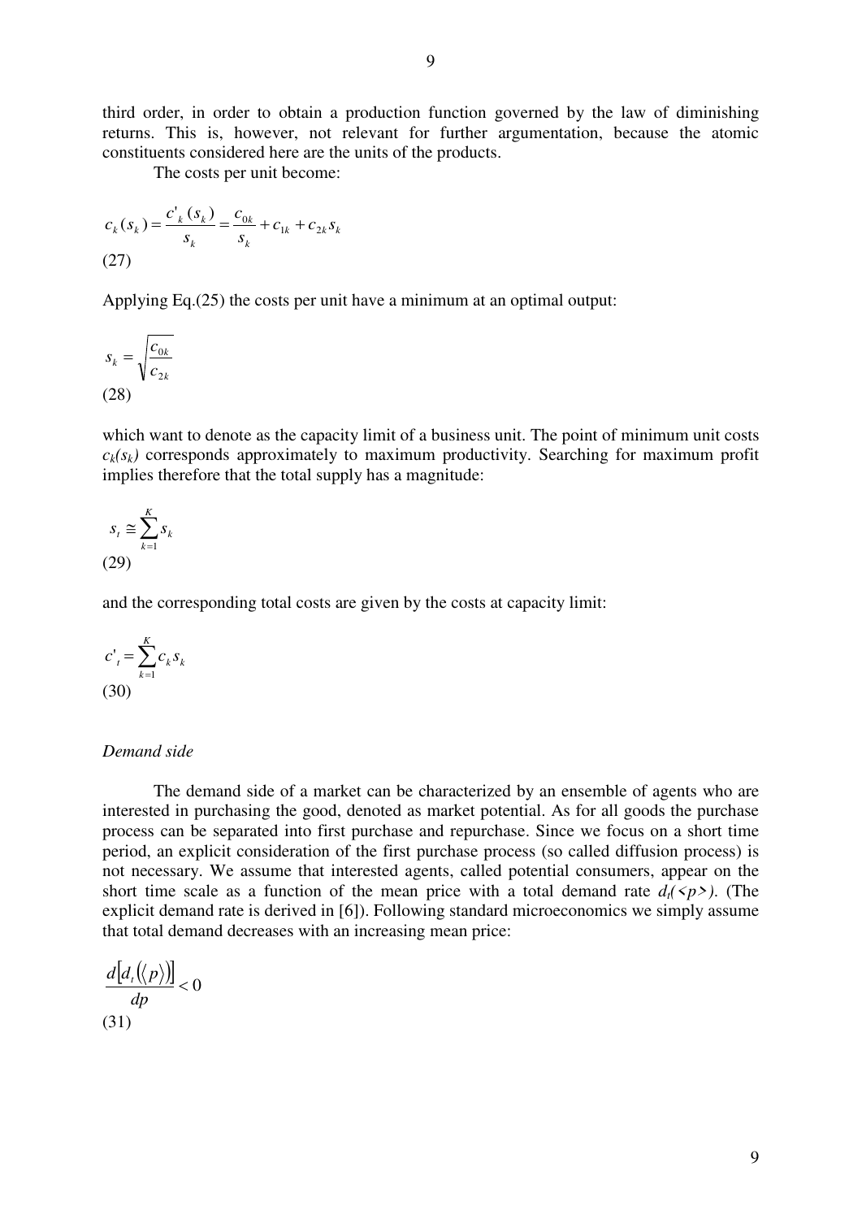third order, in order to obtain a production function governed by the law of diminishing returns. This is, however, not relevant for further argumentation, because the atomic constituents considered here are the units of the products.

The costs per unit become:

$$c_k(s_k) = \frac{c'_k(s_k)}{s_k} = \frac{c_{0k}}{s_k} + c_{1k} + c_{2k}s_k$$

(27)

Applying Eq.(25) the costs per unit have a minimum at an optimal output:

$$s_k = \sqrt{\frac{c_{0k}}{c_{2k}}}$$

(28)

which want to denote as the capacity limit of a business unit. The point of minimum unit costs $c_k(s_k)$ corresponds approximately to maximum productivity. Searching for maximum profit implies therefore that the total supply has a magnitude:

$$s_t \cong \sum_{k=1}^{K} s_k$$

(29)

and the corresponding total costs are given by the costs at capacity limit:

$$c'_t = \sum_{k=1}^{K} c_k s_k$$

(30)

*Demand side*

The demand side of a market can be characterized by an ensemble of agents who are interested in purchasing the good, denoted as market potential. As for all goods the purchase process can be separated into first purchase and repurchase. Since we focus on a short time period, an explicit consideration of the first purchase process (so called diffusion process) is not necessary. We assume that interested agents, called potential consumers, appear on the short time scale as a function of the mean price with a total demand rate $d_t(\langle p \rangle)$. (The explicit demand rate is derived in [6]). Following standard microeconomics we simply assume that total demand decreases with an increasing mean price:

$$\frac{d\left[d_t(\langle p \rangle)\right]}{dp} < 0$$

(31)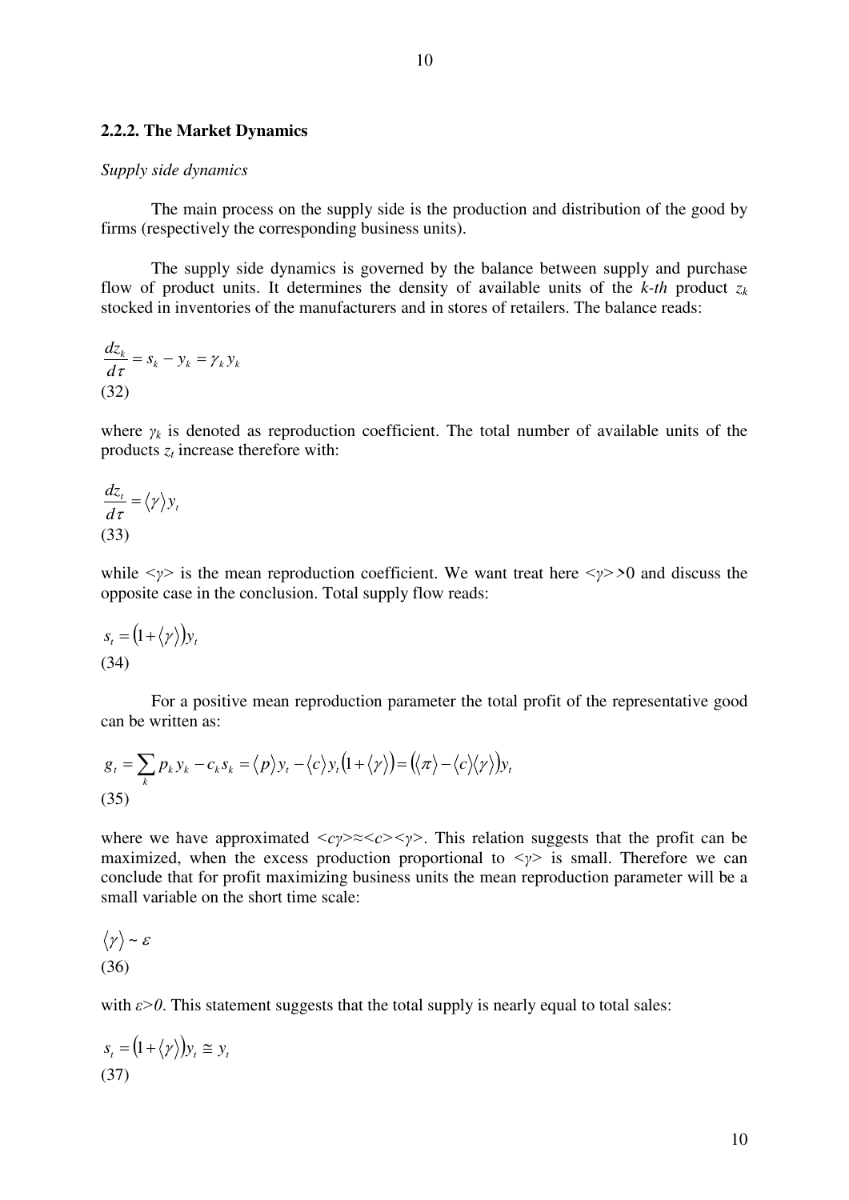### 2.2.2. The Market Dynamics

*Supply side dynamics*

The main process on the supply side is the production and distribution of the good by firms (respectively the corresponding business units).

The supply side dynamics is governed by the balance between supply and purchase flow of product units. It determines the density of available units of the *k-th* product $z_k$ stocked in inventories of the manufacturers and in stores of retailers. The balance reads:

$$\frac{dz_k}{d\tau} = s_k - y_k = \gamma_k y_k \tag{32}$$

where $\gamma_k$ is denoted as reproduction coefficient. The total number of available units of the products $z_t$ increase therefore with:

$$\frac{dz_t}{d\tau} = \langle \gamma \rangle y_t \tag{33}$$

while $<\gamma>$ is the mean reproduction coefficient. We want treat here $<\gamma>>0$ and discuss the opposite case in the conclusion. Total supply flow reads:

$$s_t = \left(1 + \langle \gamma \rangle\right) y_t \tag{34}$$

For a positive mean reproduction parameter the total profit of the representative good can be written as:

$$g_t = \sum_k p_k y_k - c_k s_k = \langle p \rangle y_t - \langle c \rangle y_t \left(1 + \langle \gamma \rangle\right) = \left(\langle \pi \rangle - \langle c \rangle \langle \gamma \rangle\right) y_t \tag{35}$$

where we have approximated $<c\gamma>\approx<c><\gamma>$. This relation suggests that the profit can be maximized, when the excess production proportional to $<\gamma>$ is small. Therefore we can conclude that for profit maximizing business units the mean reproduction parameter will be a small variable on the short time scale:

$$\langle \gamma \rangle \sim \varepsilon \tag{36}$$

with $\varepsilon>0$. This statement suggests that the total supply is nearly equal to total sales:

$$s_t = \left(1 + \langle \gamma \rangle\right) y_t \cong y_t \tag{37}$$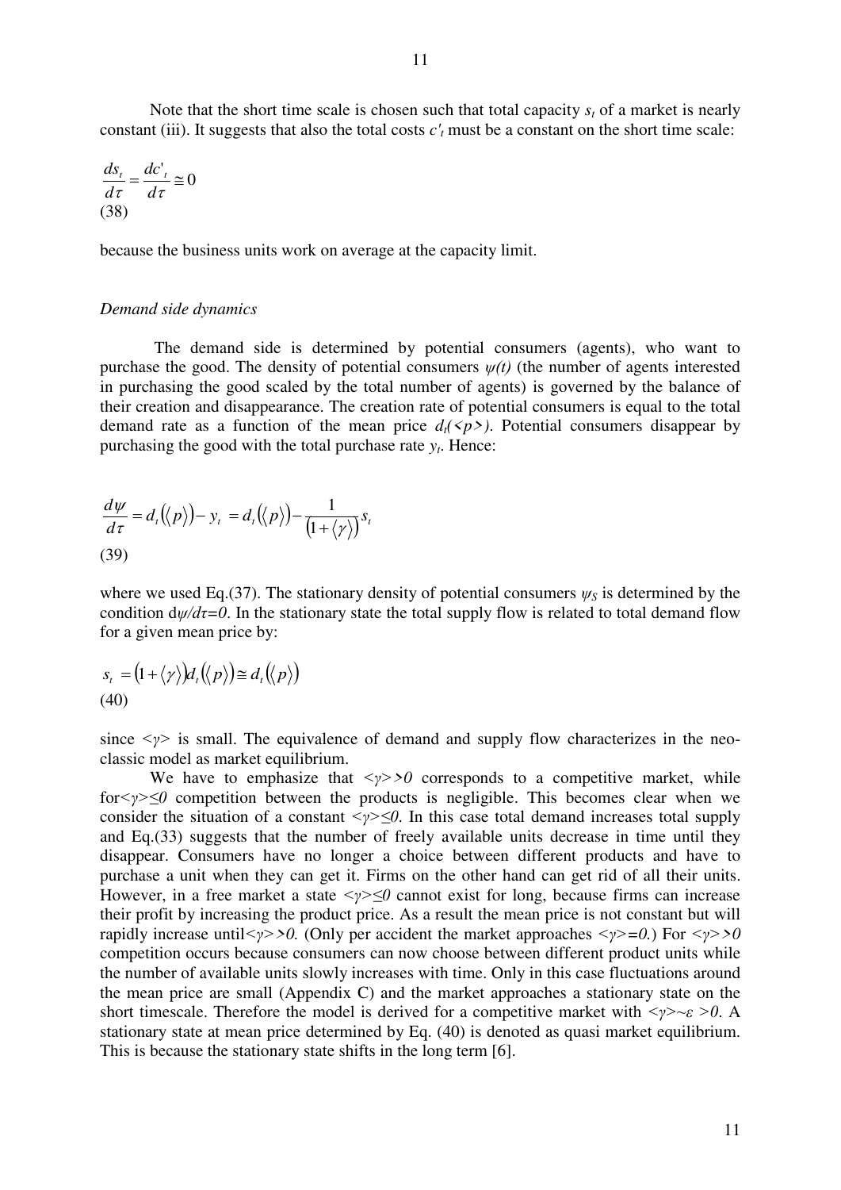Note that the short time scale is chosen such that total capacity $s_t$ of a market is nearly constant (iii). It suggests that also the total costs $c'_t$ must be a constant on the short time scale:

$$\frac{ds_t}{d\tau} = \frac{dc'_t}{d\tau} \cong 0$$
(38)

because the business units work on average at the capacity limit.

*Demand side dynamics*

The demand side is determined by potential consumers (agents), who want to purchase the good. The density of potential consumers $\psi(t)$ (the number of agents interested in purchasing the good scaled by the total number of agents) is governed by the balance of their creation and disappearance. The creation rate of potential consumers is equal to the total demand rate as a function of the mean price $d_t(\langle p \rangle)$. Potential consumers disappear by purchasing the good with the total purchase rate $y_t$. Hence:

$$\frac{d\psi}{d\tau} = d_t(\langle p \rangle) - y_t = d_t(\langle p \rangle) - \frac{1}{(1+\langle \gamma \rangle)} s_t$$
(39)

where we used Eq.(37). The stationary density of potential consumers $\psi_S$ is determined by the condition $d\psi/d\tau=0$. In the stationary state the total supply flow is related to total demand flow for a given mean price by:

$$s_t = (1+\langle \gamma \rangle) d_t(\langle p \rangle) \cong d_t(\langle p \rangle)$$
(40)

since $\langle \gamma \rangle$ is small. The equivalence of demand and supply flow characterizes in the neo-classic model as market equilibrium.

We have to emphasize that $\langle \gamma \rangle > 0$ corresponds to a competitive market, while for $\langle \gamma \rangle \leq 0$ competition between the products is negligible. This becomes clear when we consider the situation of a constant $\langle \gamma \rangle \leq 0$. In this case total demand increases total supply and Eq.(33) suggests that the number of freely available units decrease in time until they disappear. Consumers have no longer a choice between different products and have to purchase a unit when they can get it. Firms on the other hand can get rid of all their units. However, in a free market a state $\langle \gamma \rangle \leq 0$ cannot exist for long, because firms can increase their profit by increasing the product price. As a result the mean price is not constant but will rapidly increase until $\langle \gamma \rangle > 0$. (Only per accident the market approaches $\langle \gamma \rangle = 0$.) For $\langle \gamma \rangle > 0$ competition occurs because consumers can now choose between different product units while the number of available units slowly increases with time. Only in this case fluctuations around the mean price are small (Appendix C) and the market approaches a stationary state on the short timescale. Therefore the model is derived for a competitive market with $\langle \gamma \rangle \sim \varepsilon > 0$. A stationary state at mean price determined by Eq. (40) is denoted as quasi market equilibrium. This is because the stationary state shifts in the long term [6].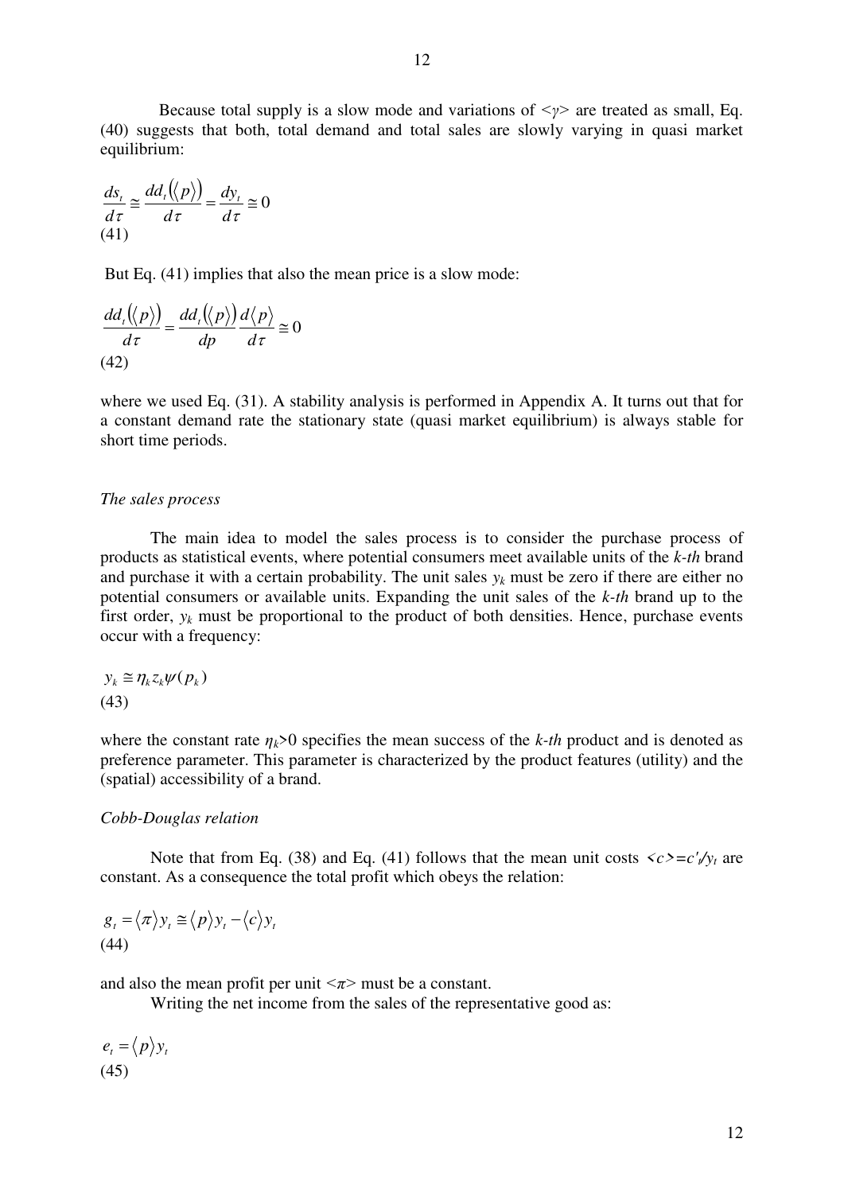Because total supply is a slow mode and variations of $\langle\gamma\rangle$ are treated as small, Eq. (40) suggests that both, total demand and total sales are slowly varying in quasi market equilibrium:

$$\frac{ds_t}{d\tau} \cong \frac{dd_t(\langle p\rangle)}{d\tau} = \frac{dy_t}{d\tau} \cong 0$$
(41)

But Eq. (41) implies that also the mean price is a slow mode:

$$\frac{dd_t(\langle p\rangle)}{d\tau} = \frac{dd_t(\langle p\rangle)}{dp}\frac{d\langle p\rangle}{d\tau} \cong 0$$
(42)

where we used Eq. (31). A stability analysis is performed in Appendix A. It turns out that for a constant demand rate the stationary state (quasi market equilibrium) is always stable for short time periods.

*The sales process*

The main idea to model the sales process is to consider the purchase process of products as statistical events, where potential consumers meet available units of the *k-th* brand and purchase it with a certain probability. The unit sales $y_k$ must be zero if there are either no potential consumers or available units. Expanding the unit sales of the *k-th* brand up to the first order, $y_k$ must be proportional to the product of both densities. Hence, purchase events occur with a frequency:

$$y_k \cong \eta_k z_k \psi(p_k)$$
(43)

where the constant rate $\eta_k>0$ specifies the mean success of the *k-th* product and is denoted as preference parameter. This parameter is characterized by the product features (utility) and the (spatial) accessibility of a brand.

*Cobb-Douglas relation*

Note that from Eq. (38) and Eq. (41) follows that the mean unit costs $\langle c\rangle = c'_t/y_t$ are constant. As a consequence the total profit which obeys the relation:

$$g_t = \langle\pi\rangle y_t \cong \langle p\rangle y_t - \langle c\rangle y_t$$
(44)

and also the mean profit per unit $\langle\pi\rangle$ must be a constant.

Writing the net income from the sales of the representative good as:

$$e_t = \langle p\rangle y_t$$
(45)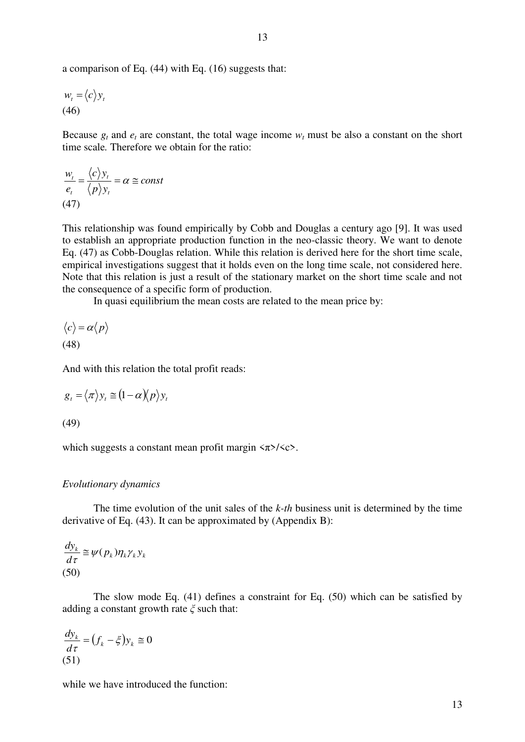a comparison of Eq. (44) with Eq. (16) suggests that:

$$w_t = \langle c \rangle y_t$$
(46)

Because $g_t$ and $e_t$ are constant, the total wage income $w_t$ must be also a constant on the short time scale. Therefore we obtain for the ratio:

$$\frac{w_t}{e_t} = \frac{\langle c \rangle y_t}{\langle p \rangle y_t} = \alpha \cong const$$
(47)

This relationship was found empirically by Cobb and Douglas a century ago [9]. It was used to establish an appropriate production function in the neo-classic theory. We want to denote Eq. (47) as Cobb-Douglas relation. While this relation is derived here for the short time scale, empirical investigations suggest that it holds even on the long time scale, not considered here. Note that this relation is just a result of the stationary market on the short time scale and not the consequence of a specific form of production.

In quasi equilibrium the mean costs are related to the mean price by:

$$\langle c \rangle = \alpha \langle p \rangle$$
(48)

And with this relation the total profit reads:

$$g_t = \langle \pi \rangle y_t \cong (1-\alpha)\langle p \rangle y_t$$

(49)

which suggests a constant mean profit margin $\langle \pi \rangle / \langle c \rangle$.

*Evolutionary dynamics*

The time evolution of the unit sales of the *k-th* business unit is determined by the time derivative of Eq. (43). It can be approximated by (Appendix B):

$$\frac{dy_k}{d\tau} \cong \psi(p_k)\eta_k \gamma_k y_k$$
(50)

The slow mode Eq. (41) defines a constraint for Eq. (50) which can be satisfied by adding a constant growth rate $\xi$ such that:

$$\frac{dy_k}{d\tau} = (f_k - \xi) y_k \cong 0$$
(51)

while we have introduced the function: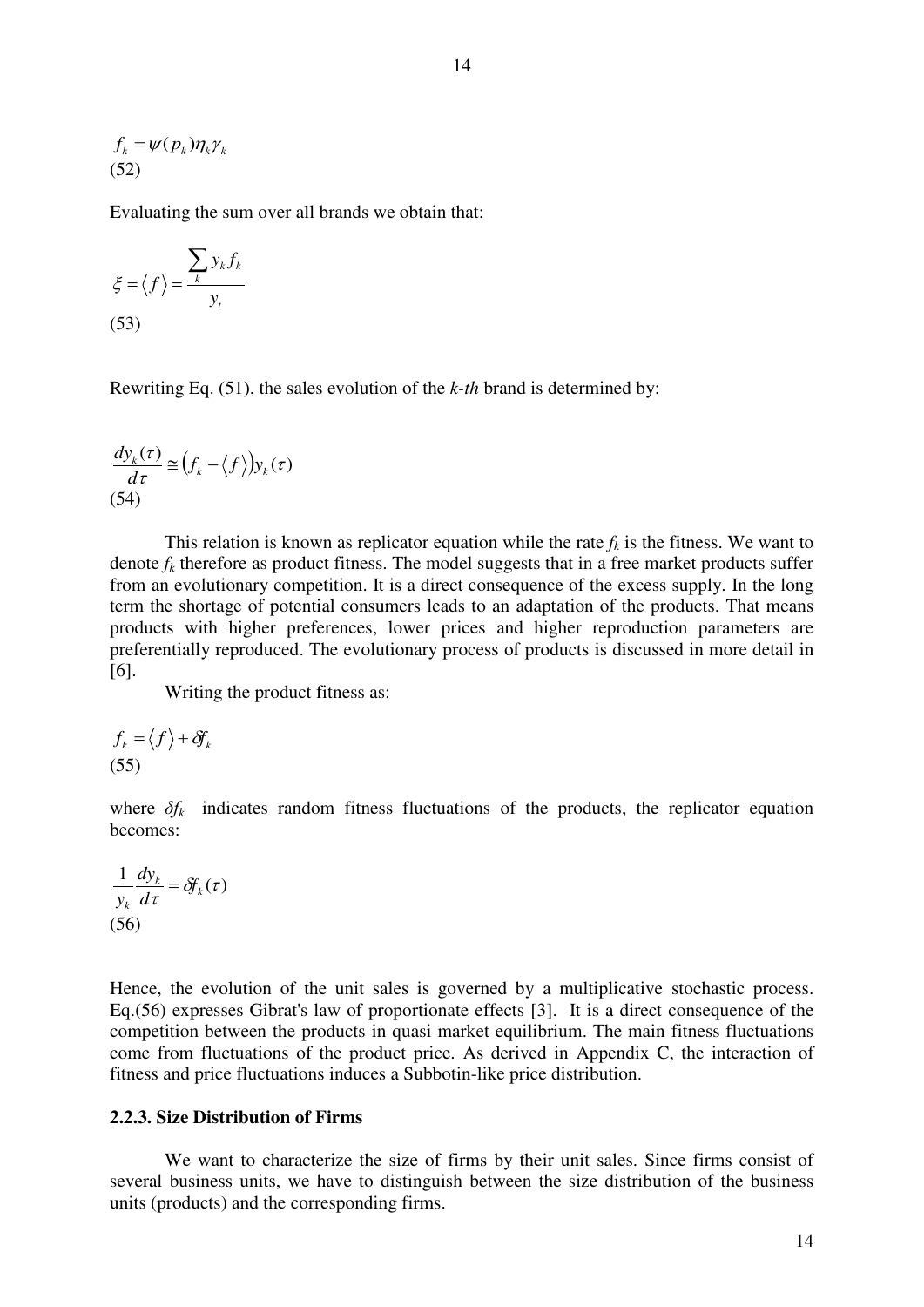$$f_k = \psi(p_k)\eta_k\gamma_k \tag{52}$$

Evaluating the sum over all brands we obtain that:

$$\xi = \langle f \rangle = \frac{\sum_k y_k f_k}{y_t} \tag{53}$$

Rewriting Eq. (51), the sales evolution of the *k-th* brand is determined by:

$$\frac{dy_k(\tau)}{d\tau} \cong \left(f_k - \langle f \rangle\right) y_k(\tau) \tag{54}$$

This relation is known as replicator equation while the rate $f_k$ is the fitness. We want to denote $f_k$ therefore as product fitness. The model suggests that in a free market products suffer from an evolutionary competition. It is a direct consequence of the excess supply. In the long term the shortage of potential consumers leads to an adaptation of the products. That means products with higher preferences, lower prices and higher reproduction parameters are preferentially reproduced. The evolutionary process of products is discussed in more detail in [6].

Writing the product fitness as:

$$f_k = \langle f \rangle + \delta f_k \tag{55}$$

where $\delta f_k$ indicates random fitness fluctuations of the products, the replicator equation becomes:

$$\frac{1}{y_k}\frac{dy_k}{d\tau} = \delta f_k(\tau) \tag{56}$$

Hence, the evolution of the unit sales is governed by a multiplicative stochastic process. Eq.(56) expresses Gibrat's law of proportionate effects [3]. It is a direct consequence of the competition between the products in quasi market equilibrium. The main fitness fluctuations come from fluctuations of the product price. As derived in Appendix C, the interaction of fitness and price fluctuations induces a Subbotin-like price distribution.

### 2.2.3. Size Distribution of Firms

We want to characterize the size of firms by their unit sales. Since firms consist of several business units, we have to distinguish between the size distribution of the business units (products) and the corresponding firms.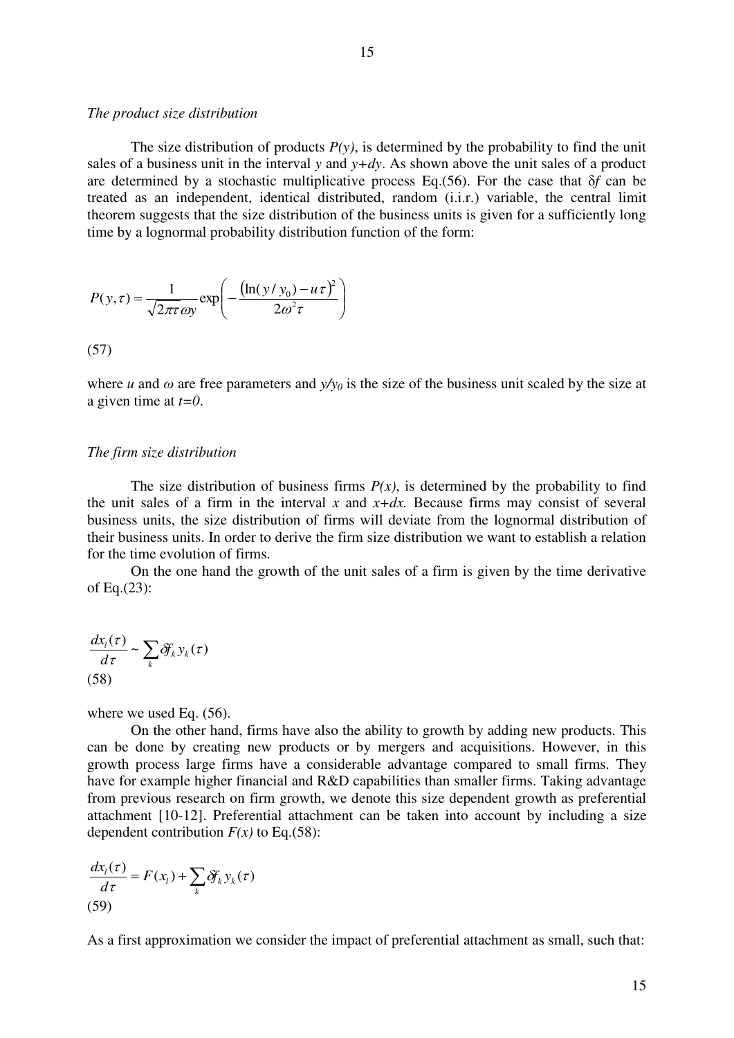*The product size distribution*

The size distribution of products $P(y)$, is determined by the probability to find the unit sales of a business unit in the interval $y$ and $y+dy$. As shown above the unit sales of a product are determined by a stochastic multiplicative process Eq.(56). For the case that $\delta f$ can be treated as an independent, identical distributed, random (i.i.r.) variable, the central limit theorem suggests that the size distribution of the business units is given for a sufficiently long time by a lognormal probability distribution function of the form:

$$P(y,\tau) = \frac{1}{\sqrt{2\pi\tau}\,\omega y}\exp\left(-\frac{\left(\ln(y/y_0) - u\tau\right)^2}{2\omega^2\tau}\right)$$

(57)

where $u$ and $\omega$ are free parameters and $y/y_0$ is the size of the business unit scaled by the size at a given time at $t=0$.

*The firm size distribution*

The size distribution of business firms $P(x)$, is determined by the probability to find the unit sales of a firm in the interval $x$ and $x+dx$. Because firms may consist of several business units, the size distribution of firms will deviate from the lognormal distribution of their business units. In order to derive the firm size distribution we want to establish a relation for the time evolution of firms.

On the one hand the growth of the unit sales of a firm is given by the time derivative of Eq.(23):

$$\frac{dx_l(\tau)}{d\tau} \sim \sum_k \delta f_k\, y_k(\tau)$$

(58)

where we used Eq. (56).

On the other hand, firms have also the ability to growth by adding new products. This can be done by creating new products or by mergers and acquisitions. However, in this growth process large firms have a considerable advantage compared to small firms. They have for example higher financial and R&D capabilities than smaller firms. Taking advantage from previous research on firm growth, we denote this size dependent growth as preferential attachment [10-12]. Preferential attachment can be taken into account by including a size dependent contribution $F(x)$ to Eq.(58):

$$\frac{dx_l(\tau)}{d\tau} = F(x_l) + \sum_k \delta f_k\, y_k(\tau)$$

(59)

As a first approximation we consider the impact of preferential attachment as small, such that: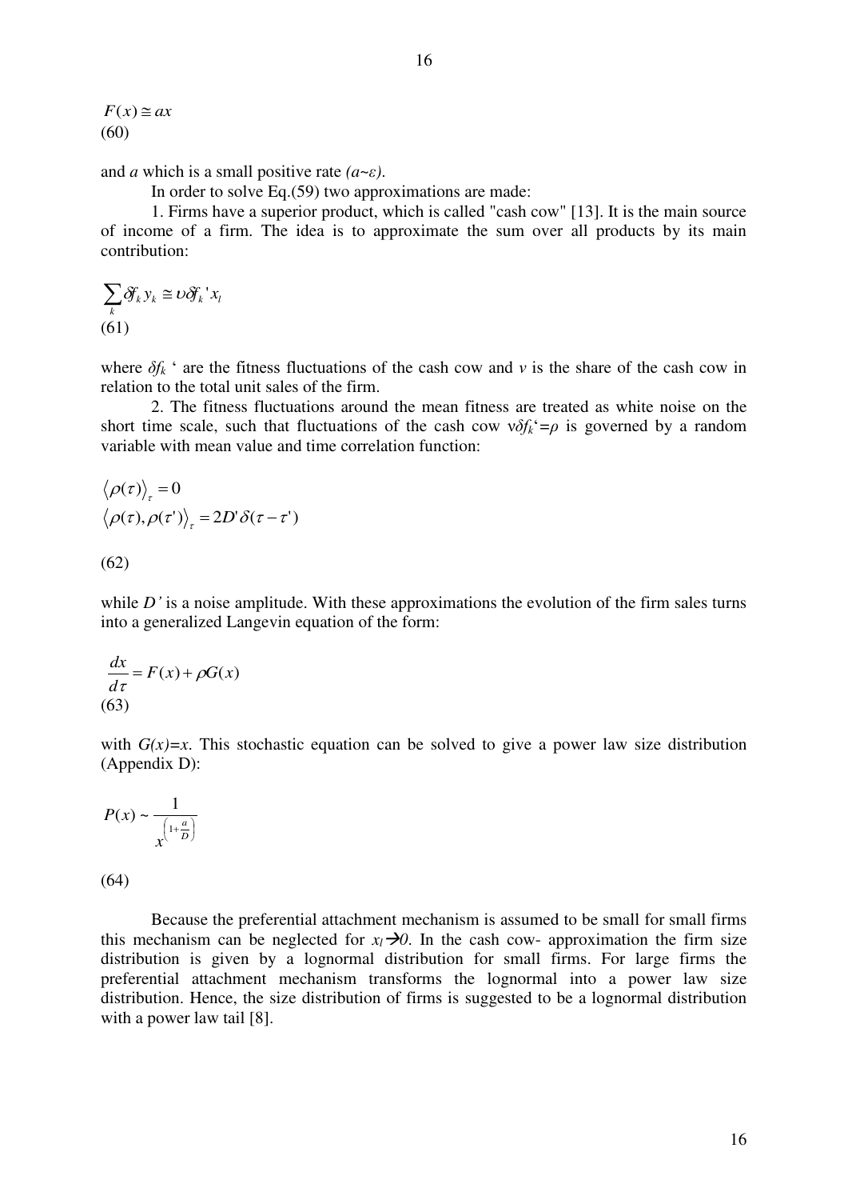$$F(x) \cong ax$$
(60)

and $a$ which is a small positive rate *($a$~$\varepsilon$)*.

In order to solve Eq.(59) two approximations are made:

1. Firms have a superior product, which is called "cash cow" [13]. It is the main source of income of a firm. The idea is to approximate the sum over all products by its main contribution:

$$\sum_k \delta f_k y_k \cong \upsilon \delta f_k ' x_l$$
(61)

where $\delta f_k$ ' are the fitness fluctuations of the cash cow and $v$ is the share of the cash cow in relation to the total unit sales of the firm.

2. The fitness fluctuations around the mean fitness are treated as white noise on the short time scale, such that fluctuations of the cash cow $v\delta f_k$'$=\rho$ is governed by a random variable with mean value and time correlation function:

$$\langle \rho(\tau) \rangle_\tau = 0$$
$$\langle \rho(\tau), \rho(\tau') \rangle_\tau = 2D' \delta(\tau - \tau')$$

(62)

while $D'$ is a noise amplitude. With these approximations the evolution of the firm sales turns into a generalized Langevin equation of the form:

$$\frac{dx}{d\tau} = F(x) + \rho G(x)$$
(63)

with $G(x)=x$. This stochastic equation can be solved to give a power law size distribution (Appendix D):

$$P(x) \sim \frac{1}{x^{\left(1+\frac{a}{D}\right)}}$$

(64)

Because the preferential attachment mechanism is assumed to be small for small firms this mechanism can be neglected for $x_l \rightarrow 0$. In the cash cow- approximation the firm size distribution is given by a lognormal distribution for small firms. For large firms the preferential attachment mechanism transforms the lognormal into a power law size distribution. Hence, the size distribution of firms is suggested to be a lognormal distribution with a power law tail [8].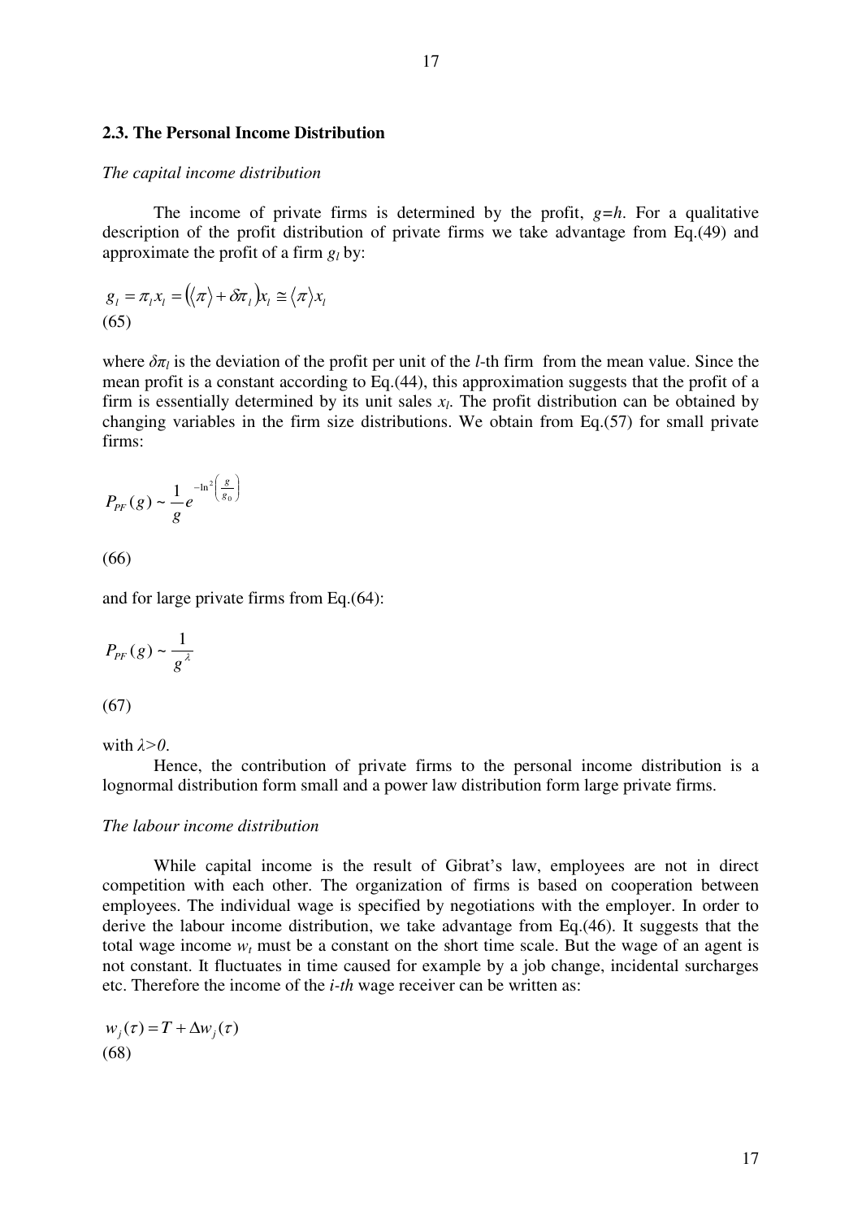### 2.3. The Personal Income Distribution

*The capital income distribution*

The income of private firms is determined by the profit, $g=h$. For a qualitative description of the profit distribution of private firms we take advantage from Eq.(49) and approximate the profit of a firm $g_l$ by:

$$g_l = \pi_l x_l = \left(\langle\pi\rangle + \delta\pi_l\right)x_l \cong \langle\pi\rangle x_l$$
(65)

where $\delta\pi_l$ is the deviation of the profit per unit of the *l*-th firm from the mean value. Since the mean profit is a constant according to Eq.(44), this approximation suggests that the profit of a firm is essentially determined by its unit sales $x_l$. The profit distribution can be obtained by changing variables in the firm size distributions. We obtain from Eq.(57) for small private firms:

$$P_{PF}(g) \sim \frac{1}{g} e^{-\ln^2\left(\frac{g}{g_0}\right)}$$

(66)

and for large private firms from Eq.(64):

$$P_{PF}(g) \sim \frac{1}{g^{\lambda}}$$

(67)

with $\lambda>0$.

Hence, the contribution of private firms to the personal income distribution is a lognormal distribution form small and a power law distribution form large private firms.

*The labour income distribution*

While capital income is the result of Gibrat's law, employees are not in direct competition with each other. The organization of firms is based on cooperation between employees. The individual wage is specified by negotiations with the employer. In order to derive the labour income distribution, we take advantage from Eq.(46). It suggests that the total wage income $w_t$ must be a constant on the short time scale. But the wage of an agent is not constant. It fluctuates in time caused for example by a job change, incidental surcharges etc. Therefore the income of the *i-th* wage receiver can be written as:

$$w_j(\tau) = T + \Delta w_j(\tau)$$
(68)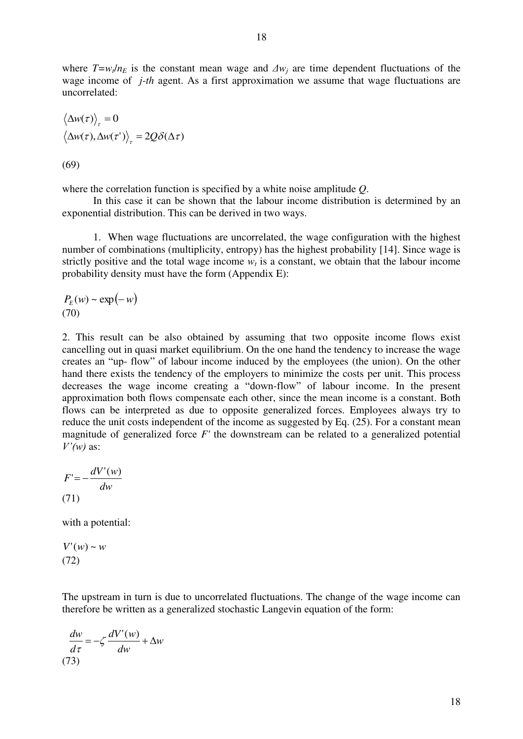where $T=w_t/n_E$ is the constant mean wage and $\Delta w_j$ are time dependent fluctuations of the wage income of *j-th* agent. As a first approximation we assume that wage fluctuations are uncorrelated:

$$\langle \Delta w(\tau) \rangle_\tau = 0$$
$$\langle \Delta w(\tau), \Delta w(\tau') \rangle_\tau = 2Q\delta(\Delta\tau)$$

(69)

where the correlation function is specified by a white noise amplitude $Q$.

In this case it can be shown that the labour income distribution is determined by an exponential distribution. This can be derived in two ways.

1. When wage fluctuations are uncorrelated, the wage configuration with the highest number of combinations (multiplicity, entropy) has the highest probability [14]. Since wage is strictly positive and the total wage income $w_t$ is a constant, we obtain that the labour income probability density must have the form (Appendix E):

$$P_E(w) \sim \exp(-w)$$
(70)

2. This result can be also obtained by assuming that two opposite income flows exist cancelling out in quasi market equilibrium. On the one hand the tendency to increase the wage creates an "up- flow" of labour income induced by the employees (the union). On the other hand there exists the tendency of the employers to minimize the costs per unit. This process decreases the wage income creating a "down-flow" of labour income. In the present approximation both flows compensate each other, since the mean income is a constant. Both flows can be interpreted as due to opposite generalized forces. Employees always try to reduce the unit costs independent of the income as suggested by Eq. (25). For a constant mean magnitude of generalized force $F'$ the downstream can be related to a generalized potential $V'(w)$ as:

$$F' = -\frac{dV'(w)}{dw}$$
(71)

with a potential:

$$V'(w) \sim w$$
(72)

The upstream in turn is due to uncorrelated fluctuations. The change of the wage income can therefore be written as a generalized stochastic Langevin equation of the form:

$$\frac{dw}{d\tau} = -\zeta \frac{dV'(w)}{dw} + \Delta w$$
(73)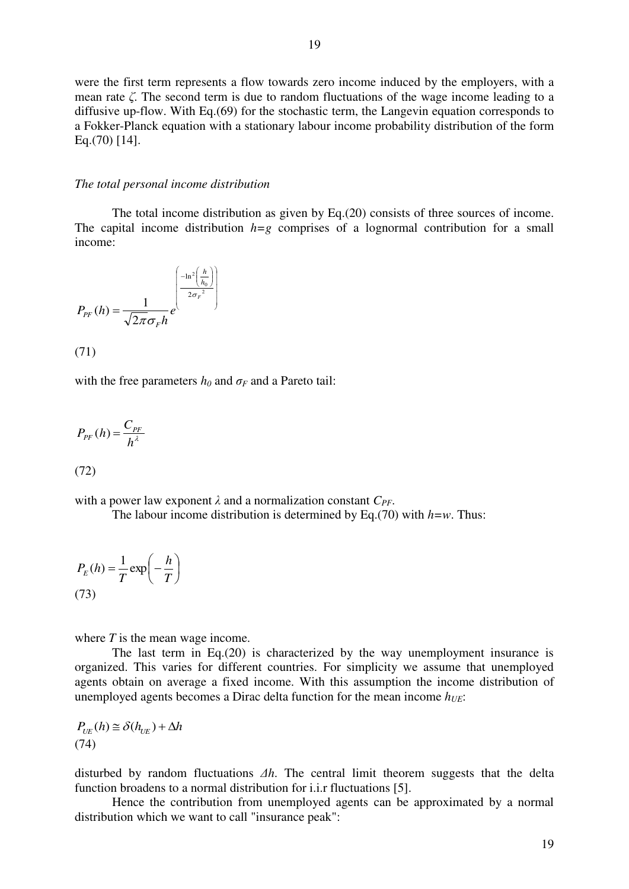were the first term represents a flow towards zero income induced by the employers, with a mean rate $\zeta$. The second term is due to random fluctuations of the wage income leading to a diffusive up-flow. With Eq.(69) for the stochastic term, the Langevin equation corresponds to a Fokker-Planck equation with a stationary labour income probability distribution of the form Eq.(70) [14].

*The total personal income distribution*

The total income distribution as given by Eq.(20) consists of three sources of income. The capital income distribution $h=g$ comprises of a lognormal contribution for a small income:

$$P_{PF}(h) = \frac{1}{\sqrt{2\pi}\sigma_F h} e^{\left( \frac{-\ln^2\left(\frac{h}{h_0}\right)}{2\sigma_F{}^2} \right)}$$

(71)

with the free parameters $h_0$ and $\sigma_F$ and a Pareto tail:

$$P_{PF}(h) = \frac{C_{PF}}{h^{\lambda}}$$

(72)

with a power law exponent $\lambda$ and a normalization constant $C_{PF}$.

The labour income distribution is determined by Eq.(70) with $h=w$. Thus:

$$P_E(h) = \frac{1}{T}\exp\left(-\frac{h}{T}\right)$$

(73)

where $T$ is the mean wage income.

The last term in Eq.(20) is characterized by the way unemployment insurance is organized. This varies for different countries. For simplicity we assume that unemployed agents obtain on average a fixed income. With this assumption the income distribution of unemployed agents becomes a Dirac delta function for the mean income $h_{UE}$:

$$P_{UE}(h) \cong \delta(h_{UE}) + \Delta h$$

(74)

disturbed by random fluctuations $\Delta h$. The central limit theorem suggests that the delta function broadens to a normal distribution for i.i.r fluctuations [5].

Hence the contribution from unemployed agents can be approximated by a normal distribution which we want to call "insurance peak":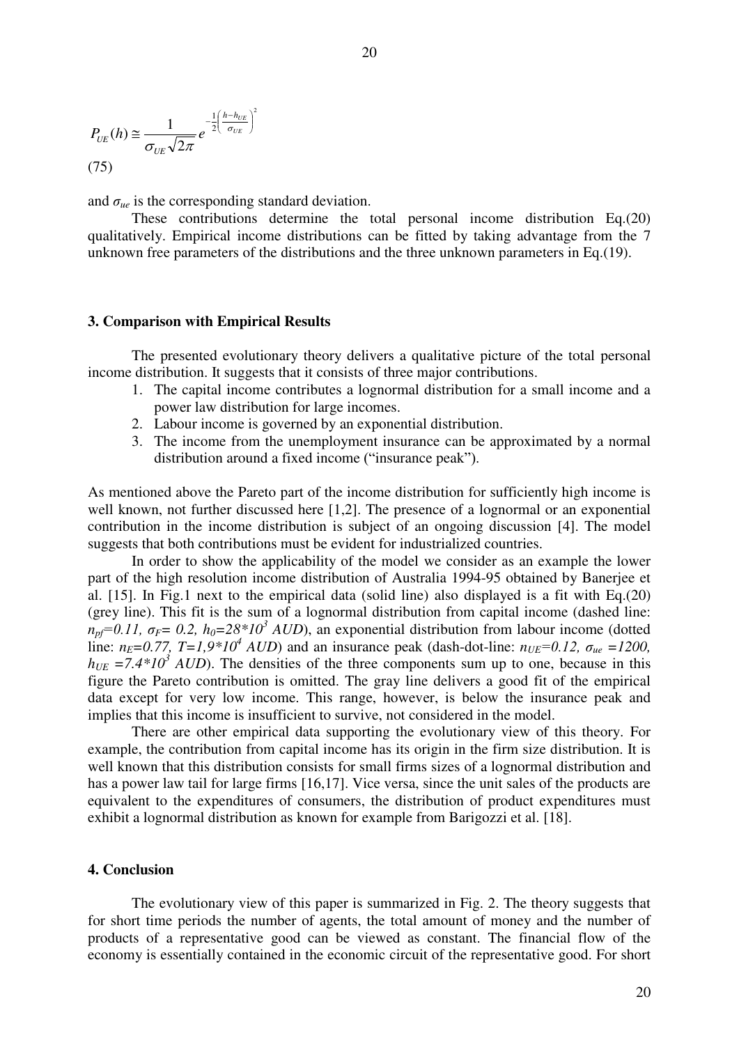$$P_{UE}(h) \cong \frac{1}{\sigma_{UE}\sqrt{2\pi}} e^{-\frac{1}{2}\left(\frac{h-h_{UE}}{\sigma_{UE}}\right)^2}$$

(75)

and $\sigma_{ue}$ is the corresponding standard deviation.

These contributions determine the total personal income distribution Eq.(20) qualitatively. Empirical income distributions can be fitted by taking advantage from the 7 unknown free parameters of the distributions and the three unknown parameters in Eq.(19).

## 3. Comparison with Empirical Results

The presented evolutionary theory delivers a qualitative picture of the total personal income distribution. It suggests that it consists of three major contributions.

1. The capital income contributes a lognormal distribution for a small income and a power law distribution for large incomes.
2. Labour income is governed by an exponential distribution.
3. The income from the unemployment insurance can be approximated by a normal distribution around a fixed income ("insurance peak").

As mentioned above the Pareto part of the income distribution for sufficiently high income is well known, not further discussed here [1,2]. The presence of a lognormal or an exponential contribution in the income distribution is subject of an ongoing discussion [4]. The model suggests that both contributions must be evident for industrialized countries.

In order to show the applicability of the model we consider as an example the lower part of the high resolution income distribution of Australia 1994-95 obtained by Banerjee et al. [15]. In Fig.1 next to the empirical data (solid line) also displayed is a fit with Eq.(20) (grey line). This fit is the sum of a lognormal distribution from capital income (dashed line: $n_{pf}$=0.11, $\sigma_F$= 0.2, $h_0$=28*$10^3$ *AUD*), an exponential distribution from labour income (dotted line: $n_E$=0.77, *T*=1,9*$10^4$ *AUD*) and an insurance peak (dash-dot-line: $n_{UE}$=0.12, $\sigma_{ue}$ =1200, $h_{UE}$ =7.4*$10^3$ *AUD*). The densities of the three components sum up to one, because in this figure the Pareto contribution is omitted. The gray line delivers a good fit of the empirical data except for very low income. This range, however, is below the insurance peak and implies that this income is insufficient to survive, not considered in the model.

There are other empirical data supporting the evolutionary view of this theory. For example, the contribution from capital income has its origin in the firm size distribution. It is well known that this distribution consists for small firms sizes of a lognormal distribution and has a power law tail for large firms [16,17]. Vice versa, since the unit sales of the products are equivalent to the expenditures of consumers, the distribution of product expenditures must exhibit a lognormal distribution as known for example from Barigozzi et al. [18].

## 4. Conclusion

The evolutionary view of this paper is summarized in Fig. 2. The theory suggests that for short time periods the number of agents, the total amount of money and the number of products of a representative good can be viewed as constant. The financial flow of the economy is essentially contained in the economic circuit of the representative good. For short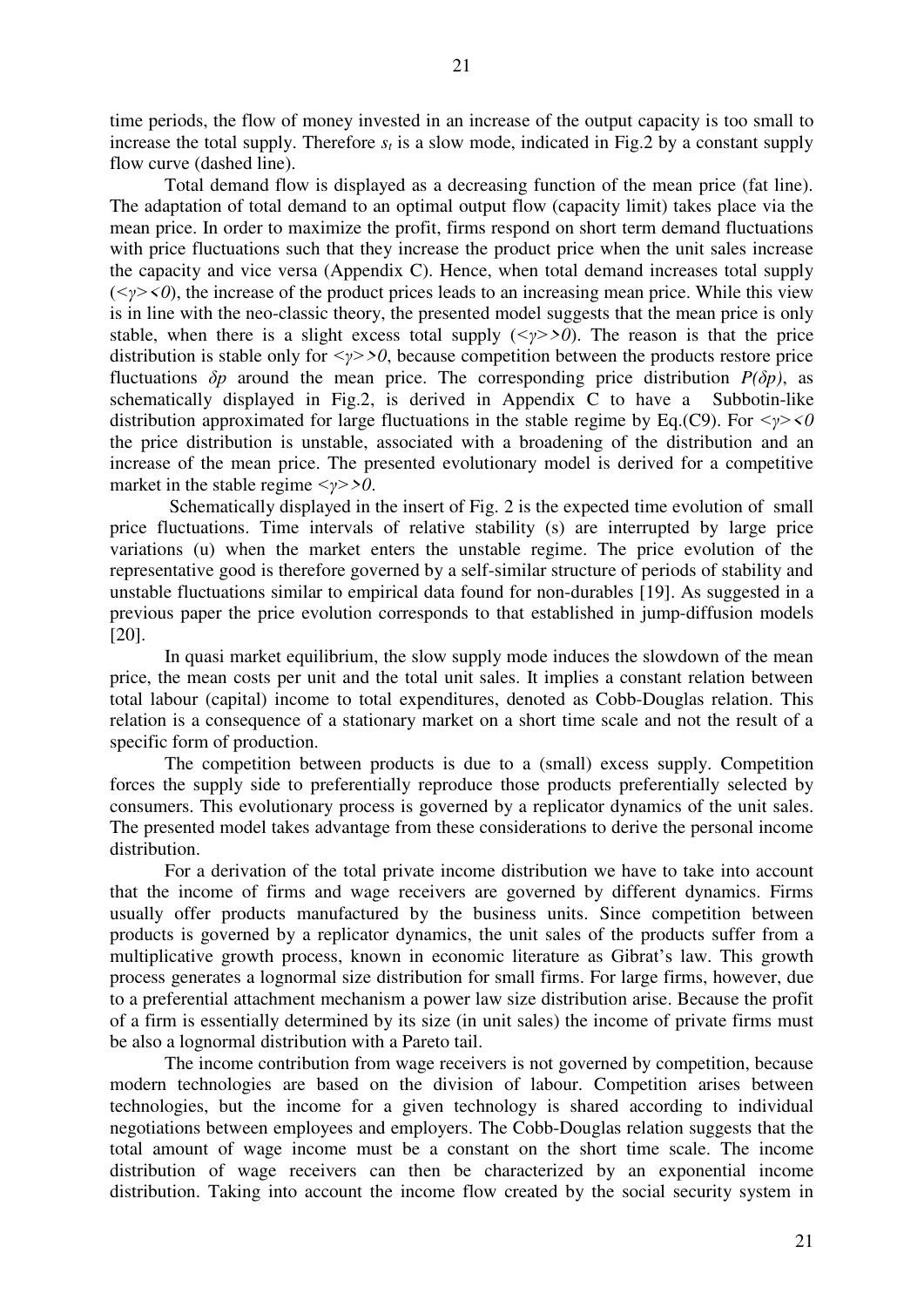time periods, the flow of money invested in an increase of the output capacity is too small to increase the total supply. Therefore $s_t$ is a slow mode, indicated in Fig.2 by a constant supply flow curve (dashed line).

Total demand flow is displayed as a decreasing function of the mean price (fat line). The adaptation of total demand to an optimal output flow (capacity limit) takes place via the mean price. In order to maximize the profit, firms respond on short term demand fluctuations with price fluctuations such that they increase the product price when the unit sales increase the capacity and vice versa (Appendix C). Hence, when total demand increases total supply ($<\gamma><0$), the increase of the product prices leads to an increasing mean price. While this view is in line with the neo-classic theory, the presented model suggests that the mean price is only stable, when there is a slight excess total supply ($<\gamma>>0$). The reason is that the price distribution is stable only for $<\gamma>>0$, because competition between the products restore price fluctuations $\delta p$ around the mean price. The corresponding price distribution $P(\delta p)$, as schematically displayed in Fig.2, is derived in Appendix C to have a Subbotin-like distribution approximated for large fluctuations in the stable regime by Eq.(C9). For $<\gamma><0$ the price distribution is unstable, associated with a broadening of the distribution and an increase of the mean price. The presented evolutionary model is derived for a competitive market in the stable regime $<\gamma>>0$.

Schematically displayed in the insert of Fig. 2 is the expected time evolution of small price fluctuations. Time intervals of relative stability (s) are interrupted by large price variations (u) when the market enters the unstable regime. The price evolution of the representative good is therefore governed by a self-similar structure of periods of stability and unstable fluctuations similar to empirical data found for non-durables [19]. As suggested in a previous paper the price evolution corresponds to that established in jump-diffusion models [20].

In quasi market equilibrium, the slow supply mode induces the slowdown of the mean price, the mean costs per unit and the total unit sales. It implies a constant relation between total labour (capital) income to total expenditures, denoted as Cobb-Douglas relation. This relation is a consequence of a stationary market on a short time scale and not the result of a specific form of production.

The competition between products is due to a (small) excess supply. Competition forces the supply side to preferentially reproduce those products preferentially selected by consumers. This evolutionary process is governed by a replicator dynamics of the unit sales. The presented model takes advantage from these considerations to derive the personal income distribution.

For a derivation of the total private income distribution we have to take into account that the income of firms and wage receivers are governed by different dynamics. Firms usually offer products manufactured by the business units. Since competition between products is governed by a replicator dynamics, the unit sales of the products suffer from a multiplicative growth process, known in economic literature as Gibrat's law. This growth process generates a lognormal size distribution for small firms. For large firms, however, due to a preferential attachment mechanism a power law size distribution arise. Because the profit of a firm is essentially determined by its size (in unit sales) the income of private firms must be also a lognormal distribution with a Pareto tail.

The income contribution from wage receivers is not governed by competition, because modern technologies are based on the division of labour. Competition arises between technologies, but the income for a given technology is shared according to individual negotiations between employees and employers. The Cobb-Douglas relation suggests that the total amount of wage income must be a constant on the short time scale. The income distribution of wage receivers can then be characterized by an exponential income distribution. Taking into account the income flow created by the social security system in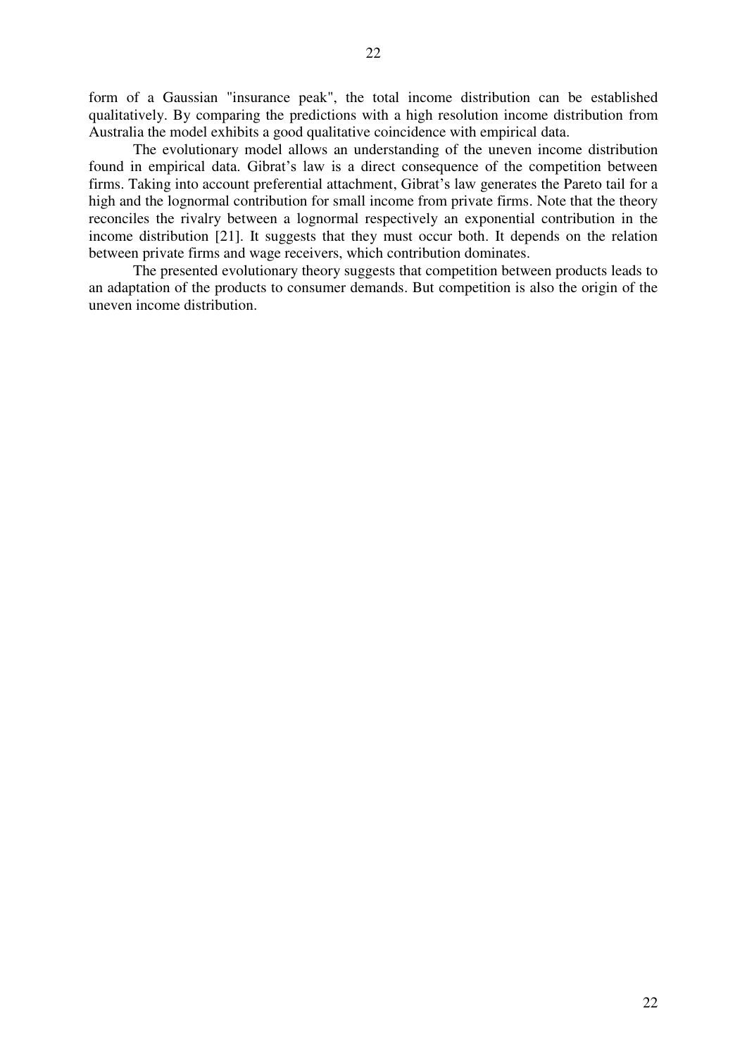form of a Gaussian "insurance peak", the total income distribution can be established qualitatively. By comparing the predictions with a high resolution income distribution from Australia the model exhibits a good qualitative coincidence with empirical data.

The evolutionary model allows an understanding of the uneven income distribution found in empirical data. Gibrat's law is a direct consequence of the competition between firms. Taking into account preferential attachment, Gibrat's law generates the Pareto tail for a high and the lognormal contribution for small income from private firms. Note that the theory reconciles the rivalry between a lognormal respectively an exponential contribution in the income distribution [21]. It suggests that they must occur both. It depends on the relation between private firms and wage receivers, which contribution dominates.

The presented evolutionary theory suggests that competition between products leads to an adaptation of the products to consumer demands. But competition is also the origin of the uneven income distribution.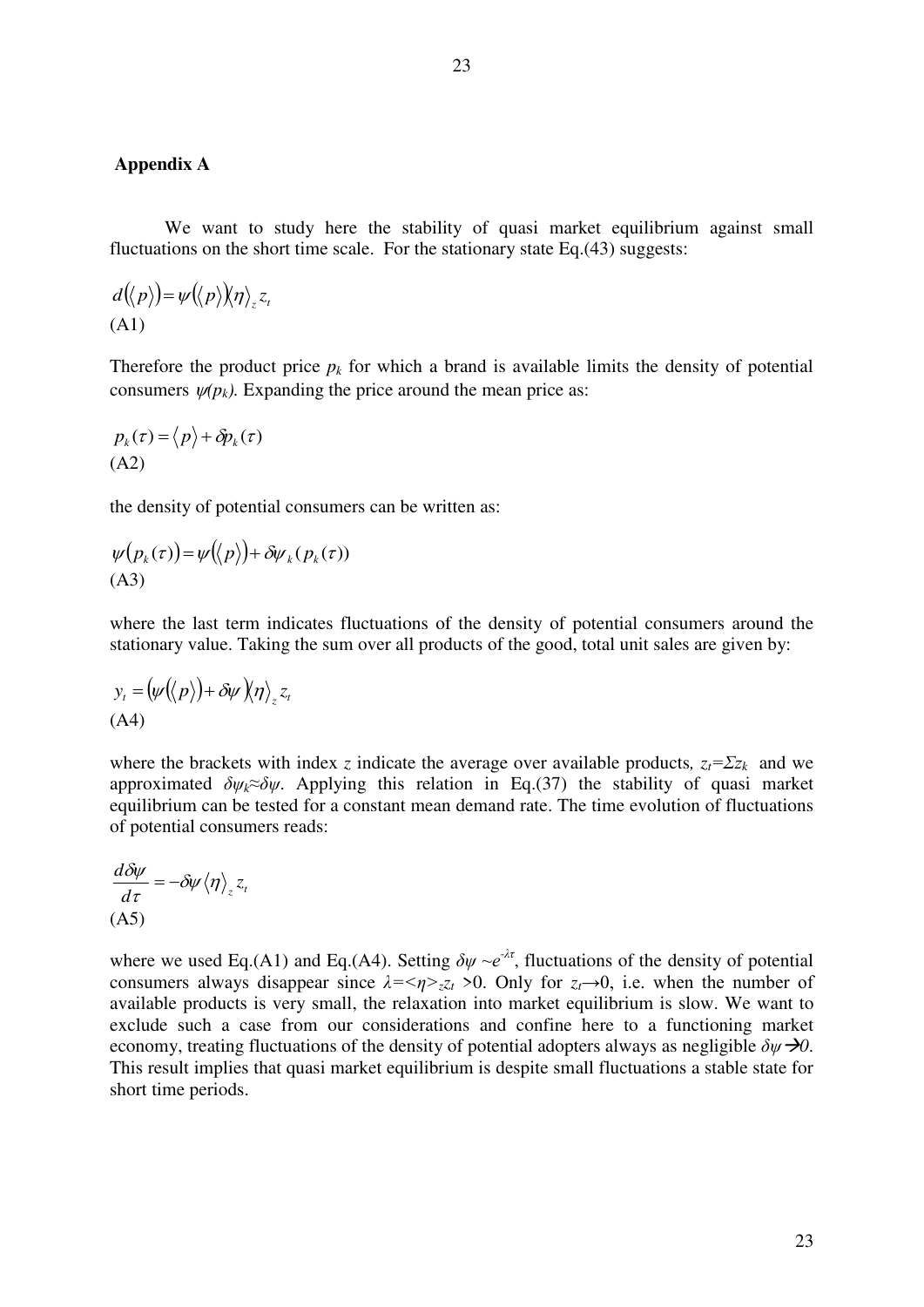## Appendix A

We want to study here the stability of quasi market equilibrium against small fluctuations on the short time scale. For the stationary state Eq.(43) suggests:

$$d(\langle p\rangle) = \psi(\langle p\rangle)\langle\eta\rangle_z z_t$$
(A1)

Therefore the product price $p_k$ for which a brand is available limits the density of potential consumers $\psi(p_k)$. Expanding the price around the mean price as:

$$p_k(\tau) = \langle p\rangle + \delta p_k(\tau)$$
(A2)

the density of potential consumers can be written as:

$$\psi(p_k(\tau)) = \psi(\langle p\rangle) + \delta\psi_k(p_k(\tau))$$
(A3)

where the last term indicates fluctuations of the density of potential consumers around the stationary value. Taking the sum over all products of the good, total unit sales are given by:

$$y_t = (\psi(\langle p\rangle) + \delta\psi)\langle\eta\rangle_z z_t$$
(A4)

where the brackets with index $z$ indicate the average over available products, $z_t = \Sigma z_k$ and we approximated $\delta\psi_k \approx \delta\psi$. Applying this relation in Eq.(37) the stability of quasi market equilibrium can be tested for a constant mean demand rate. The time evolution of fluctuations of potential consumers reads:

$$\frac{d\delta\psi}{d\tau} = -\delta\psi\langle\eta\rangle_z z_t$$
(A5)

where we used Eq.(A1) and Eq.(A4). Setting $\delta\psi \sim e^{-\lambda\tau}$, fluctuations of the density of potential consumers always disappear since $\lambda = \langle\eta\rangle_z z_t > 0$. Only for $z_t \rightarrow 0$, i.e. when the number of available products is very small, the relaxation into market equilibrium is slow. We want to exclude such a case from our considerations and confine here to a functioning market economy, treating fluctuations of the density of potential adopters always as negligible $\delta\psi \rightarrow 0$. This result implies that quasi market equilibrium is despite small fluctuations a stable state for short time periods.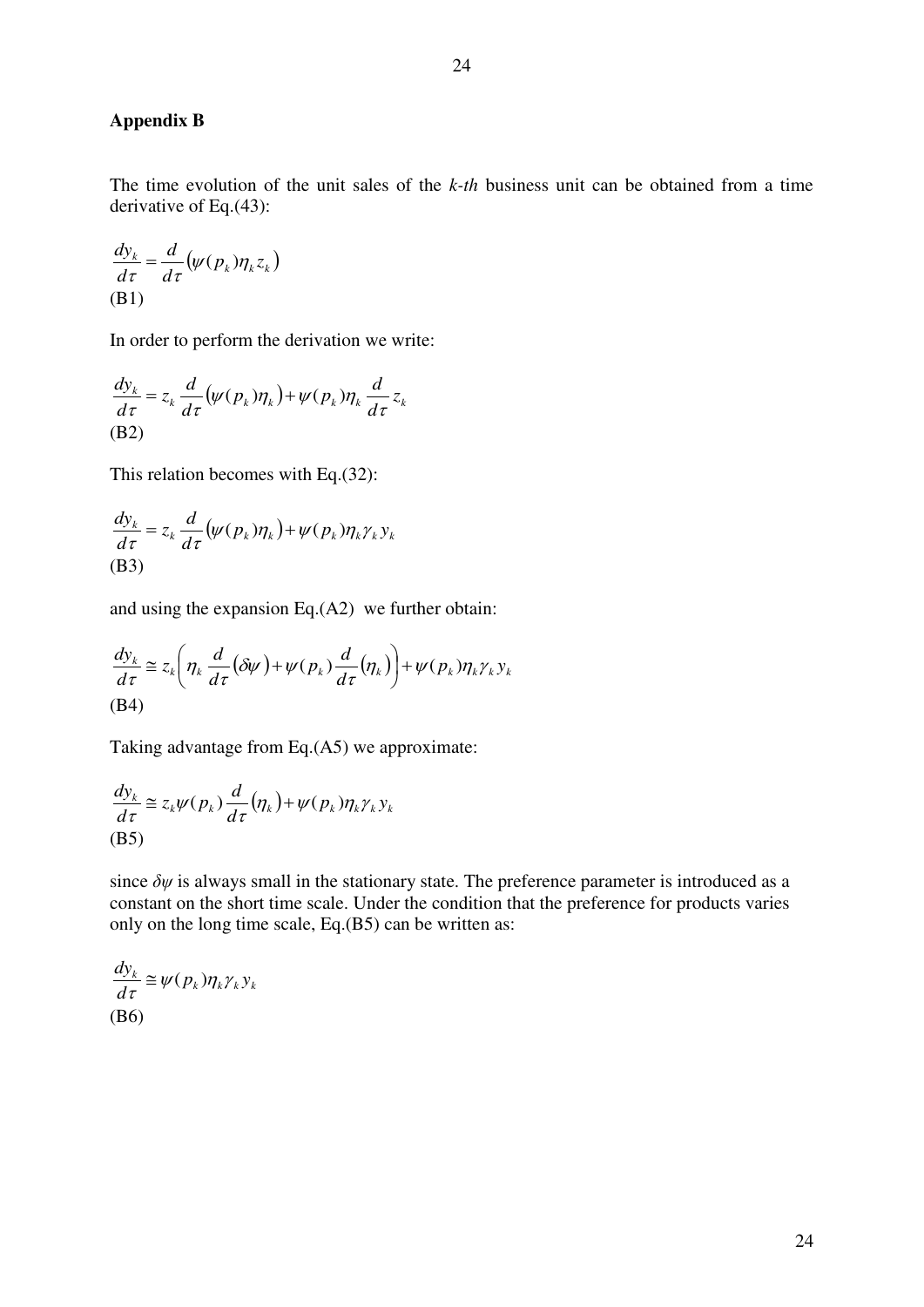## Appendix B

The time evolution of the unit sales of the *k-th* business unit can be obtained from a time derivative of Eq.(43):

$$\frac{dy_k}{d\tau} = \frac{d}{d\tau}\left(\psi(p_k)\eta_k z_k\right)$$
(B1)

In order to perform the derivation we write:

$$\frac{dy_k}{d\tau} = z_k \frac{d}{d\tau}\left(\psi(p_k)\eta_k\right) + \psi(p_k)\eta_k \frac{d}{d\tau} z_k$$
(B2)

This relation becomes with Eq.(32):

$$\frac{dy_k}{d\tau} = z_k \frac{d}{d\tau}\left(\psi(p_k)\eta_k\right) + \psi(p_k)\eta_k \gamma_k y_k$$
(B3)

and using the expansion Eq.(A2) we further obtain:

$$\frac{dy_k}{d\tau} \cong z_k \left( \eta_k \frac{d}{d\tau}\left(\delta\psi\right) + \psi(p_k)\frac{d}{d\tau}\left(\eta_k\right) \right) + \psi(p_k)\eta_k \gamma_k y_k$$
(B4)

Taking advantage from Eq.(A5) we approximate:

$$\frac{dy_k}{d\tau} \cong z_k \psi(p_k)\frac{d}{d\tau}\left(\eta_k\right) + \psi(p_k)\eta_k \gamma_k y_k$$
(B5)

since $\delta\psi$ is always small in the stationary state. The preference parameter is introduced as a constant on the short time scale. Under the condition that the preference for products varies only on the long time scale, Eq.(B5) can be written as:

$$\frac{dy_k}{d\tau} \cong \psi(p_k)\eta_k \gamma_k y_k$$
(B6)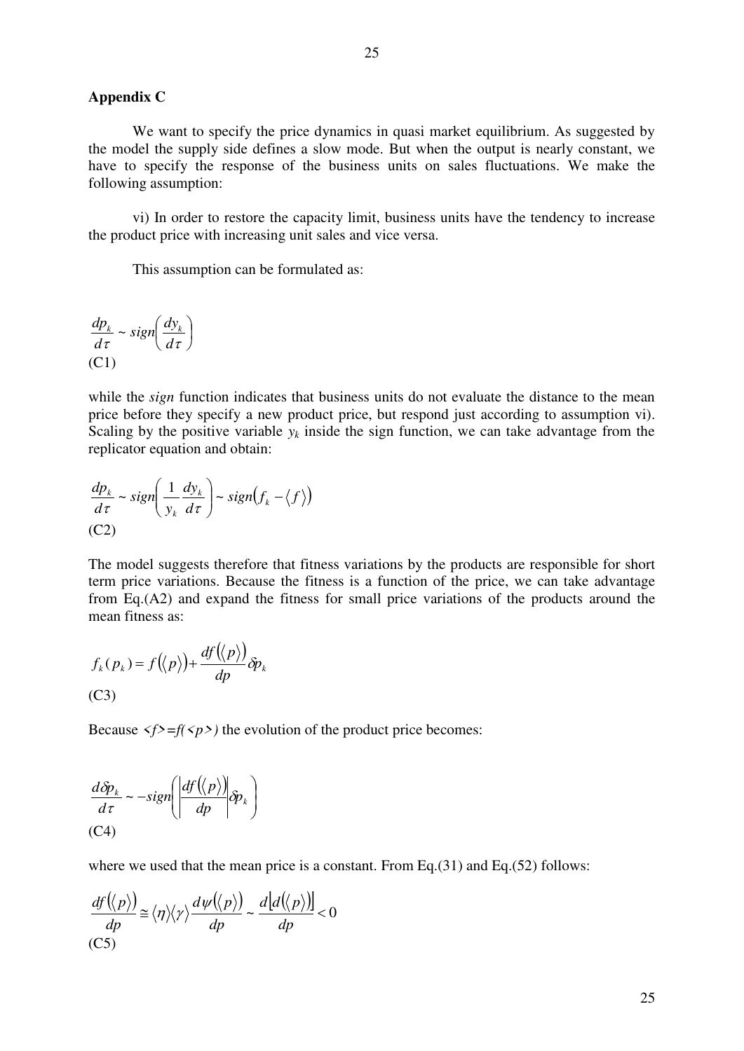**Appendix C**

We want to specify the price dynamics in quasi market equilibrium. As suggested by the model the supply side defines a slow mode. But when the output is nearly constant, we have to specify the response of the business units on sales fluctuations. We make the following assumption:

vi) In order to restore the capacity limit, business units have the tendency to increase the product price with increasing unit sales and vice versa.

This assumption can be formulated as:

$$\frac{dp_k}{d\tau} \sim sign\left(\frac{dy_k}{d\tau}\right)$$

(C1)

while the *sign* function indicates that business units do not evaluate the distance to the mean price before they specify a new product price, but respond just according to assumption vi). Scaling by the positive variable $y_k$ inside the sign function, we can take advantage from the replicator equation and obtain:

$$\frac{dp_k}{d\tau} \sim sign\left(\frac{1}{y_k}\frac{dy_k}{d\tau}\right) \sim sign\left(f_k - \langle f \rangle\right)$$

(C2)

The model suggests therefore that fitness variations by the products are responsible for short term price variations. Because the fitness is a function of the price, we can take advantage from Eq.(A2) and expand the fitness for small price variations of the products around the mean fitness as:

$$f_k(p_k) = f\left(\langle p \rangle\right) + \frac{df\left(\langle p \rangle\right)}{dp}\delta p_k$$

(C3)

Because $\langle f \rangle = f(\langle p \rangle)$ the evolution of the product price becomes:

$$\frac{d\delta p_k}{d\tau} \sim -sign\left(\left|\frac{df\left(\langle p \rangle\right)}{dp}\right|\delta p_k\right)$$

(C4)

where we used that the mean price is a constant. From Eq.(31) and Eq.(52) follows:

$$\frac{df\left(\langle p \rangle\right)}{dp} \cong \langle \eta \rangle \langle \gamma \rangle \frac{d\psi\left(\langle p \rangle\right)}{dp} \sim \frac{d\left[d\left(\langle p \rangle\right)\right]}{dp} < 0$$

(C5)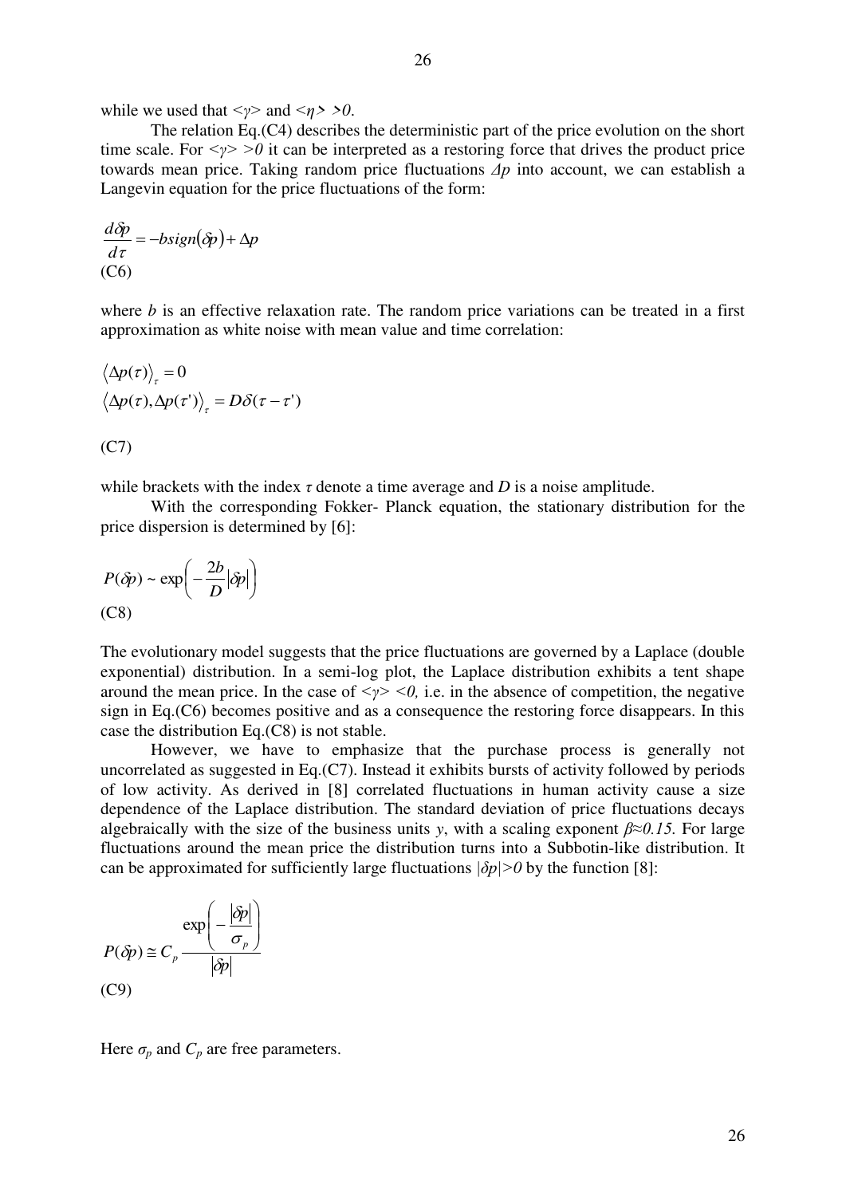while we used that $<\gamma>$ and $<\eta> >0$.

The relation Eq.(C4) describes the deterministic part of the price evolution on the short time scale. For $<\gamma> >0$ it can be interpreted as a restoring force that drives the product price towards mean price. Taking random price fluctuations $\Delta p$ into account, we can establish a Langevin equation for the price fluctuations of the form:

$$\frac{d\delta p}{d\tau} = -b\,sign(\delta p) + \Delta p$$

(C6)

where $b$ is an effective relaxation rate. The random price variations can be treated in a first approximation as white noise with mean value and time correlation:

$$\langle \Delta p(\tau) \rangle_\tau = 0$$
$$\langle \Delta p(\tau), \Delta p(\tau') \rangle_\tau = D\delta(\tau - \tau')$$

(C7)

while brackets with the index $\tau$ denote a time average and $D$ is a noise amplitude.

With the corresponding Fokker- Planck equation, the stationary distribution for the price dispersion is determined by [6]:

$$P(\delta p) \sim \exp\left(-\frac{2b}{D}|\delta p|\right)$$

(C8)

The evolutionary model suggests that the price fluctuations are governed by a Laplace (double exponential) distribution. In a semi-log plot, the Laplace distribution exhibits a tent shape around the mean price. In the case of $<\gamma> <0$, i.e. in the absence of competition, the negative sign in Eq.(C6) becomes positive and as a consequence the restoring force disappears. In this case the distribution Eq.(C8) is not stable.

However, we have to emphasize that the purchase process is generally not uncorrelated as suggested in Eq.(C7). Instead it exhibits bursts of activity followed by periods of low activity. As derived in [8] correlated fluctuations in human activity cause a size dependence of the Laplace distribution. The standard deviation of price fluctuations decays algebraically with the size of the business units $y$, with a scaling exponent $\beta \approx 0.15$. For large fluctuations around the mean price the distribution turns into a Subbotin-like distribution. It can be approximated for sufficiently large fluctuations $|\delta p|>0$ by the function [8]:

$$P(\delta p) \cong C_p \frac{\exp\left(-\dfrac{|\delta p|}{\sigma_p}\right)}{|\delta p|}$$

(C9)

Here $\sigma_p$ and $C_p$ are free parameters.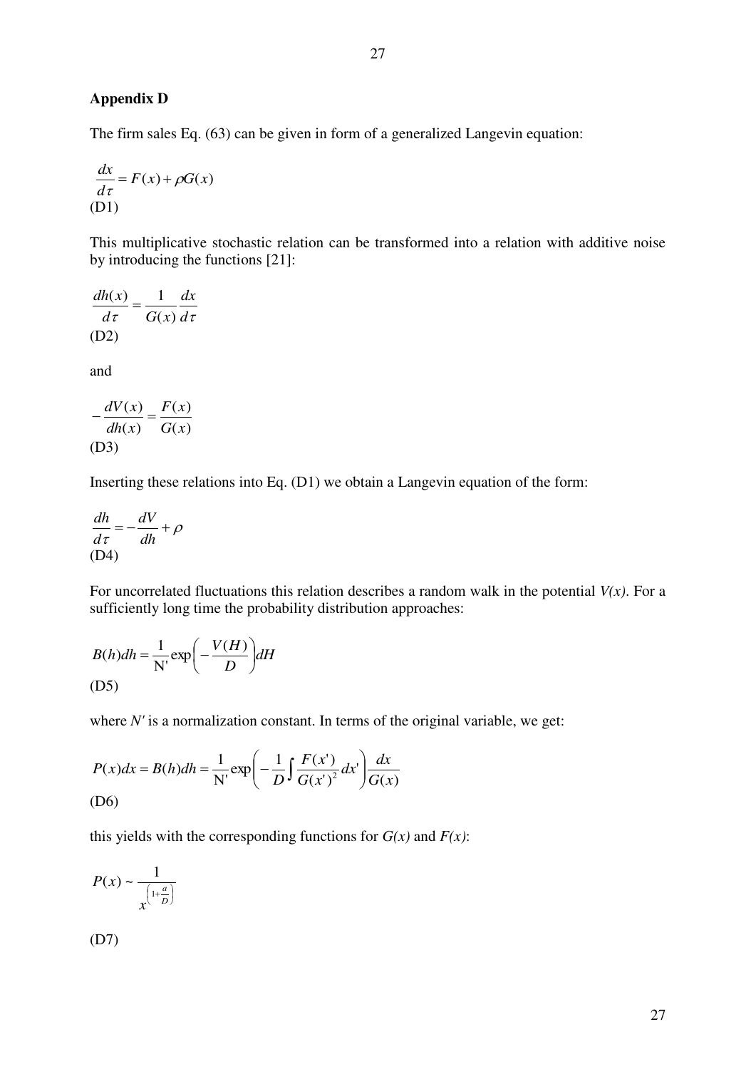## Appendix D

The firm sales Eq. (63) can be given in form of a generalized Langevin equation:

$$\frac{dx}{d\tau} = F(x) + \rho G(x)$$
(D1)

This multiplicative stochastic relation can be transformed into a relation with additive noise by introducing the functions [21]:

$$\frac{dh(x)}{d\tau} = \frac{1}{G(x)} \frac{dx}{d\tau}$$
(D2)

and

$$-\frac{dV(x)}{dh(x)} = \frac{F(x)}{G(x)}$$
(D3)

Inserting these relations into Eq. (D1) we obtain a Langevin equation of the form:

$$\frac{dh}{d\tau} = -\frac{dV}{dh} + \rho$$
(D4)

For uncorrelated fluctuations this relation describes a random walk in the potential *V(x)*. For a sufficiently long time the probability distribution approaches:

$$B(h)dh = \frac{1}{\mathrm{N'}} \exp\left(-\frac{V(H)}{D}\right) dH$$
(D5)

where *N'* is a normalization constant. In terms of the original variable, we get:

$$P(x)dx = B(h)dh = \frac{1}{\mathrm{N'}} \exp\left(-\frac{1}{D}\int \frac{F(x')}{G(x')^2} dx'\right) \frac{dx}{G(x)}$$
(D6)

this yields with the corresponding functions for *G(x)* and *F(x)*:

$$P(x) \sim \frac{1}{x^{\left(1+\frac{a}{D}\right)}}$$

(D7)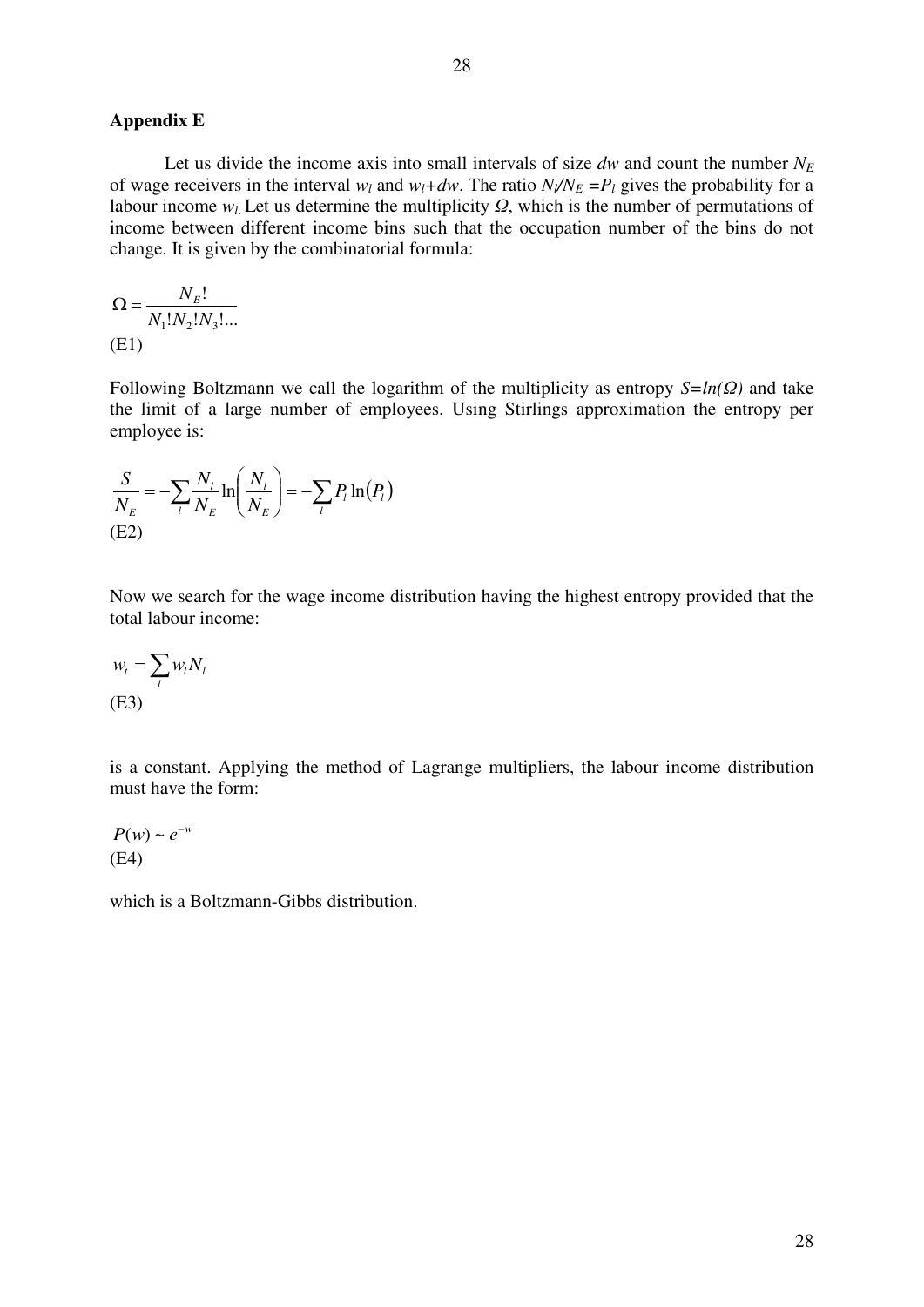## Appendix E

Let us divide the income axis into small intervals of size $dw$ and count the number $N_E$ of wage receivers in the interval $w_l$ and $w_l+dw$. The ratio $N_l/N_E = P_l$ gives the probability for a labour income $w_l$. Let us determine the multiplicity $\Omega$, which is the number of permutations of income between different income bins such that the occupation number of the bins do not change. It is given by the combinatorial formula:

$$\Omega = \frac{N_E!}{N_1! N_2! N_3! \ldots}$$
(E1)

Following Boltzmann we call the logarithm of the multiplicity as entropy $S=ln(\Omega)$ and take the limit of a large number of employees. Using Stirlings approximation the entropy per employee is:

$$\frac{S}{N_E} = -\sum_l \frac{N_l}{N_E} \ln\left(\frac{N_l}{N_E}\right) = -\sum_l P_l \ln(P_l)$$
(E2)

Now we search for the wage income distribution having the highest entropy provided that the total labour income:

$$w_t = \sum_l w_l N_l$$
(E3)

is a constant. Applying the method of Lagrange multipliers, the labour income distribution must have the form:

$$P(w) \sim e^{-w}$$
(E4)

which is a Boltzmann-Gibbs distribution.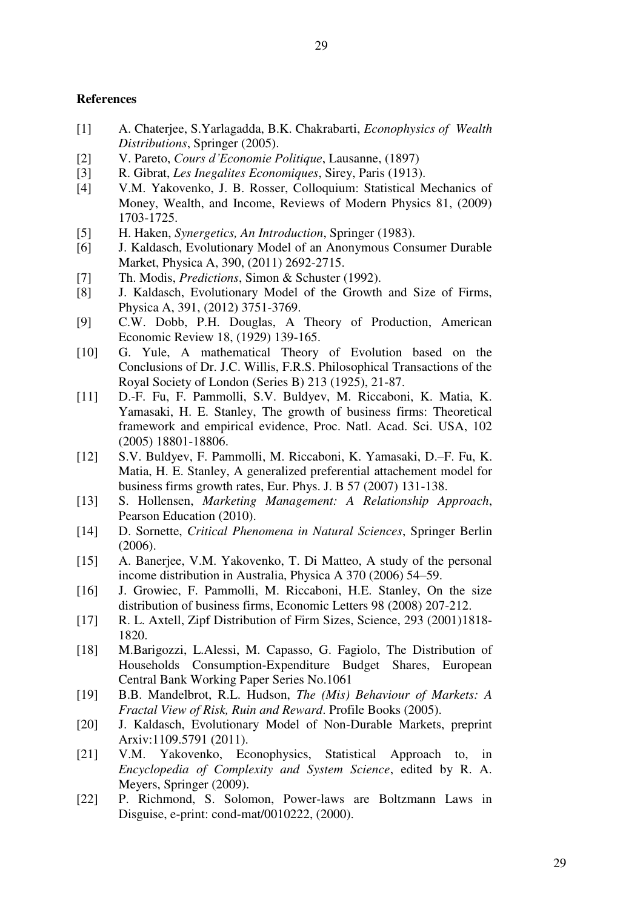**References**

[1] A. Chaterjee, S.Yarlagadda, B.K. Chakrabarti, *Econophysics of Wealth Distributions*, Springer (2005).

[2] V. Pareto, *Cours d'Economie Politique*, Lausanne, (1897)

[3] R. Gibrat, *Les Inegalites Economiques*, Sirey, Paris (1913).

[4] V.M. Yakovenko, J. B. Rosser, Colloquium: Statistical Mechanics of Money, Wealth, and Income, Reviews of Modern Physics 81, (2009) 1703-1725.

[5] H. Haken, *Synergetics, An Introduction*, Springer (1983).

[6] J. Kaldasch, Evolutionary Model of an Anonymous Consumer Durable Market, Physica A, 390, (2011) 2692-2715.

[7] Th. Modis, *Predictions*, Simon & Schuster (1992).

[8] J. Kaldasch, Evolutionary Model of the Growth and Size of Firms, Physica A, 391, (2012) 3751-3769.

[9] C.W. Dobb, P.H. Douglas, A Theory of Production, American Economic Review 18, (1929) 139-165.

[10] G. Yule, A mathematical Theory of Evolution based on the Conclusions of Dr. J.C. Willis, F.R.S. Philosophical Transactions of the Royal Society of London (Series B) 213 (1925), 21-87.

[11] D.-F. Fu, F. Pammolli, S.V. Buldyev, M. Riccaboni, K. Matia, K. Yamasaki, H. E. Stanley, The growth of business firms: Theoretical framework and empirical evidence, Proc. Natl. Acad. Sci. USA, 102 (2005) 18801-18806.

[12] S.V. Buldyev, F. Pammolli, M. Riccaboni, K. Yamasaki, D.–F. Fu, K. Matia, H. E. Stanley, A generalized preferential attachement model for business firms growth rates, Eur. Phys. J. B 57 (2007) 131-138.

[13] S. Hollensen, *Marketing Management: A Relationship Approach*, Pearson Education (2010).

[14] D. Sornette, *Critical Phenomena in Natural Sciences*, Springer Berlin (2006).

[15] A. Banerjee, V.M. Yakovenko, T. Di Matteo, A study of the personal income distribution in Australia, Physica A 370 (2006) 54–59.

[16] J. Growiec, F. Pammolli, M. Riccaboni, H.E. Stanley, On the size distribution of business firms, Economic Letters 98 (2008) 207-212.

[17] R. L. Axtell, Zipf Distribution of Firm Sizes, Science, 293 (2001)1818-1820.

[18] M.Barigozzi, L.Alessi, M. Capasso, G. Fagiolo, The Distribution of Households Consumption-Expenditure Budget Shares, European Central Bank Working Paper Series No.1061

[19] B.B. Mandelbrot, R.L. Hudson, *The (Mis) Behaviour of Markets: A Fractal View of Risk, Ruin and Reward*. Profile Books (2005).

[20] J. Kaldasch, Evolutionary Model of Non-Durable Markets, preprint Arxiv:1109.5791 (2011).

[21] V.M. Yakovenko, Econophysics, Statistical Approach to, in *Encyclopedia of Complexity and System Science*, edited by R. A. Meyers, Springer (2009).

[22] P. Richmond, S. Solomon, Power-laws are Boltzmann Laws in Disguise, e-print: cond-mat/0010222, (2000).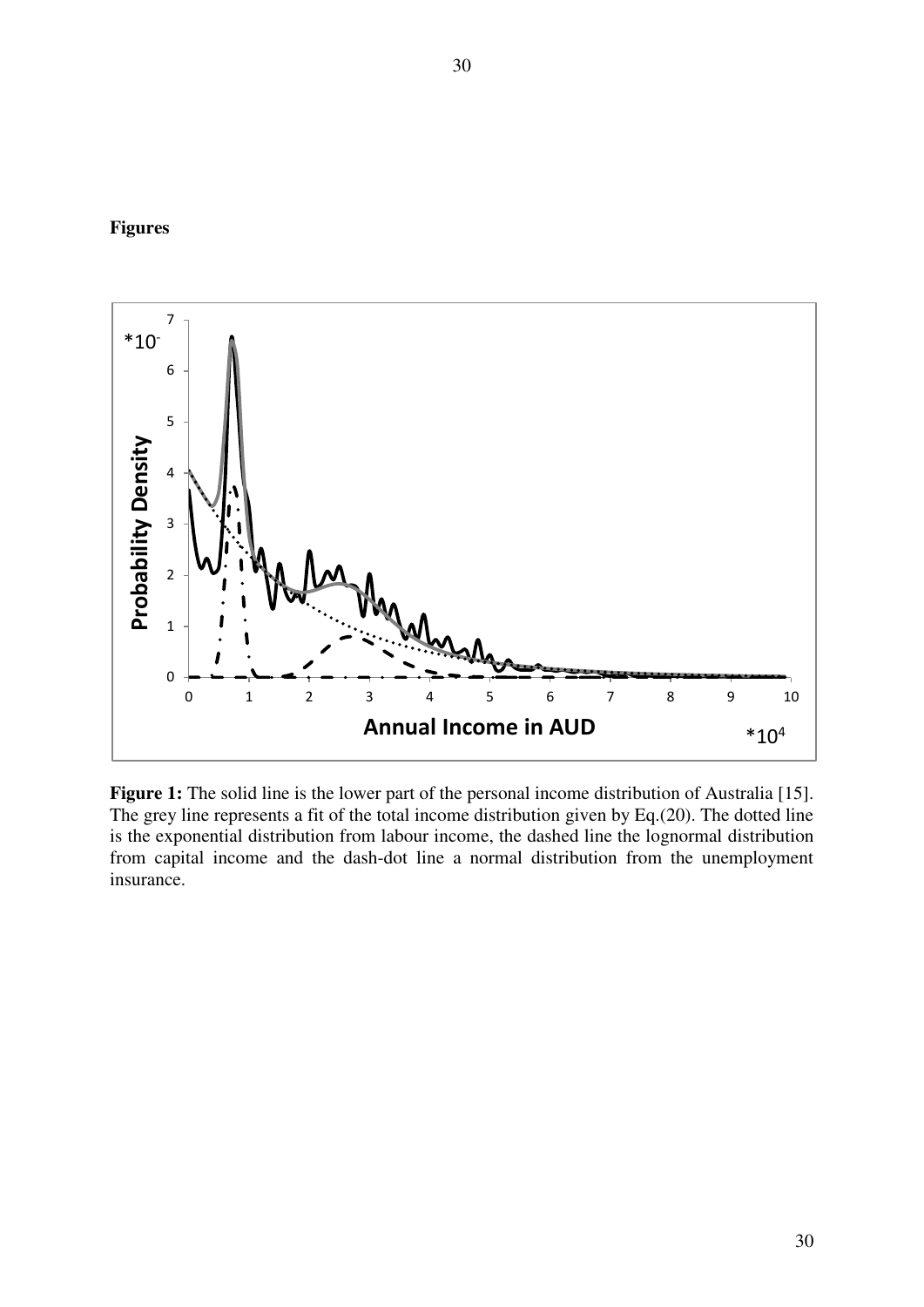**Figures**

**Figure 1:** The solid line is the lower part of the personal income distribution of Australia [15]. The grey line represents a fit of the total income distribution given by Eq.(20). The dotted line is the exponential distribution from labour income, the dashed line the lognormal distribution from capital income and the dash-dot line a normal distribution from the unemployment insurance.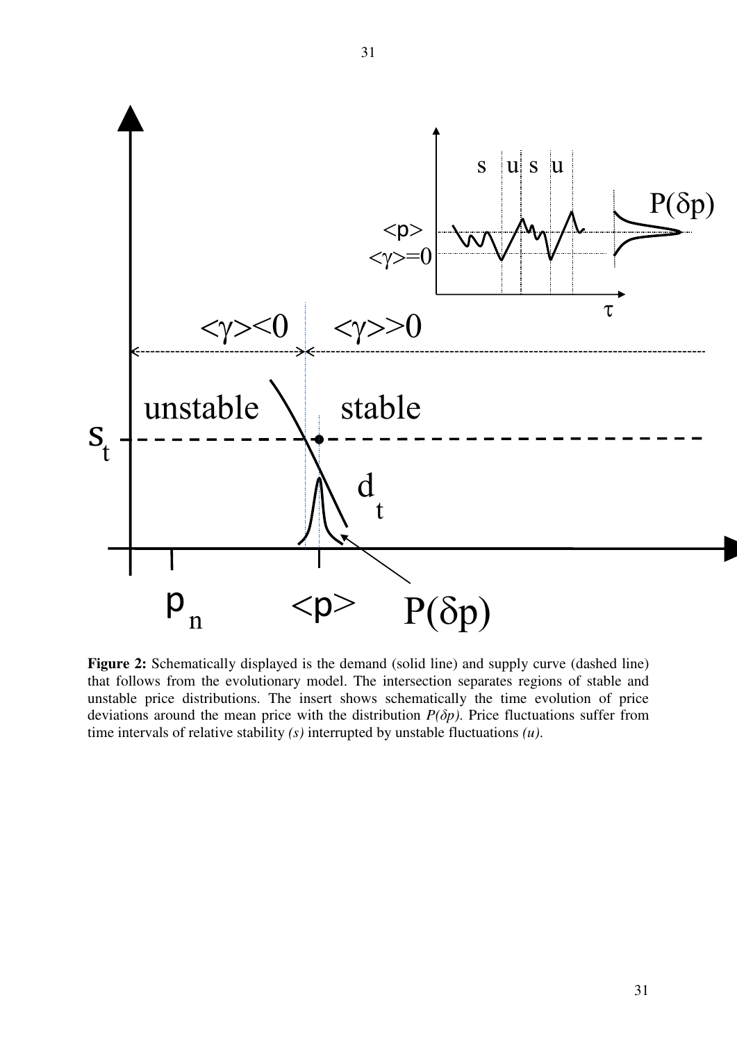s u s u

$P(\delta p)$

<p>

$\langle\gamma\rangle=0$

$\tau$

$\langle\gamma\rangle<0$ $\langle\gamma\rangle>0$

unstable stable

$s_t$

$d_t$

$p_n$ <p> $P(\delta p)$

**Figure 2:** Schematically displayed is the demand (solid line) and supply curve (dashed line) that follows from the evolutionary model. The intersection separates regions of stable and unstable price distributions. The insert shows schematically the time evolution of price deviations around the mean price with the distribution *P(δp)*. Price fluctuations suffer from time intervals of relative stability *(s)* interrupted by unstable fluctuations *(u)*.